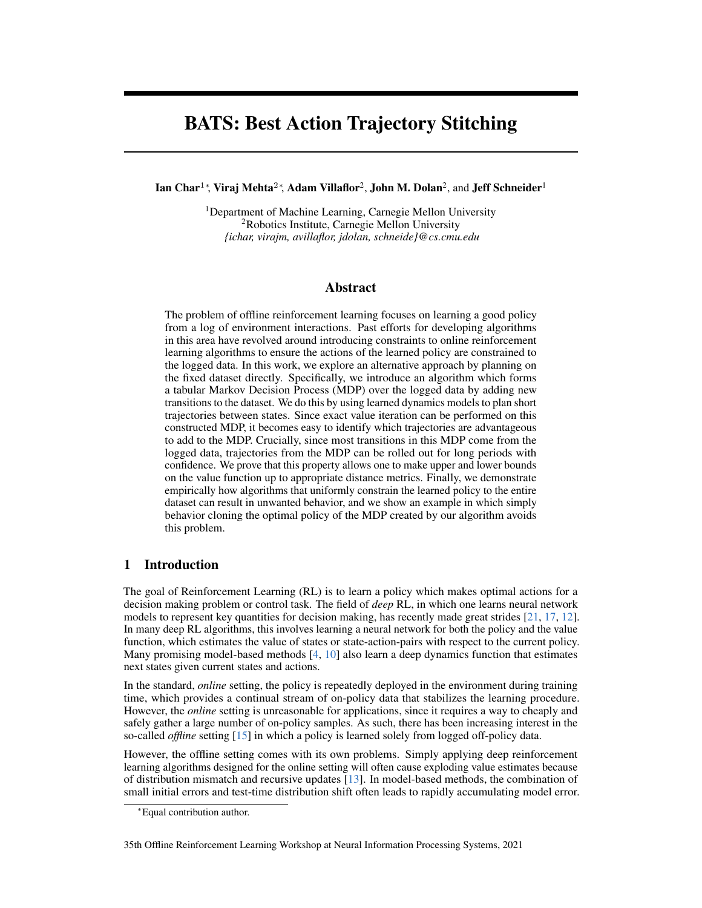# BATS: Best Action Trajectory Stitching

**Ian Char**[1]*, **Viraj Mehta**[2]*, **Adam Villaflor**[2], **John M. Dolan**[2], and **Jeff Schneider**[1]

[1]Department of Machine Learning, Carnegie Mellon University
[2]Robotics Institute, Carnegie Mellon University
*{ichar, virajm, avillaflor, jdolan, schneide}@cs.cmu.edu*

## Abstract

The problem of offline reinforcement learning focuses on learning a good policy from a log of environment interactions. Past efforts for developing algorithms in this area have revolved around introducing constraints to online reinforcement learning algorithms to ensure the actions of the learned policy are constrained to the logged data. In this work, we explore an alternative approach by planning on the fixed dataset directly. Specifically, we introduce an algorithm which forms a tabular Markov Decision Process (MDP) over the logged data by adding new transitions to the dataset. We do this by using learned dynamics models to plan short trajectories between states. Since exact value iteration can be performed on this constructed MDP, it becomes easy to identify which trajectories are advantageous to add to the MDP. Crucially, since most transitions in this MDP come from the logged data, trajectories from the MDP can be rolled out for long periods with confidence. We prove that this property allows one to make upper and lower bounds on the value function up to appropriate distance metrics. Finally, we demonstrate empirically how algorithms that uniformly constrain the learned policy to the entire dataset can result in unwanted behavior, and we show an example in which simply behavior cloning the optimal policy of the MDP created by our algorithm avoids this problem.

## 1 Introduction

The goal of Reinforcement Learning (RL) is to learn a policy which makes optimal actions for a decision making problem or control task. The field of *deep* RL, in which one learns neural network models to represent key quantities for decision making, has recently made great strides [21, 17, 12]. In many deep RL algorithms, this involves learning a neural network for both the policy and the value function, which estimates the value of states or state-action-pairs with respect to the current policy. Many promising model-based methods [4, 10] also learn a deep dynamics function that estimates next states given current states and actions.

In the standard, *online* setting, the policy is repeatedly deployed in the environment during training time, which provides a continual stream of on-policy data that stabilizes the learning procedure. However, the *online* setting is unreasonable for applications, since it requires a way to cheaply and safely gather a large number of on-policy samples. As such, there has been increasing interest in the so-called *offline* setting [15] in which a policy is learned solely from logged off-policy data.

However, the offline setting comes with its own problems. Simply applying deep reinforcement learning algorithms designed for the online setting will often cause exploding value estimates because of distribution mismatch and recursive updates [13]. In model-based methods, the combination of small initial errors and test-time distribution shift often leads to rapidly accumulating model error.

*Equal contribution author.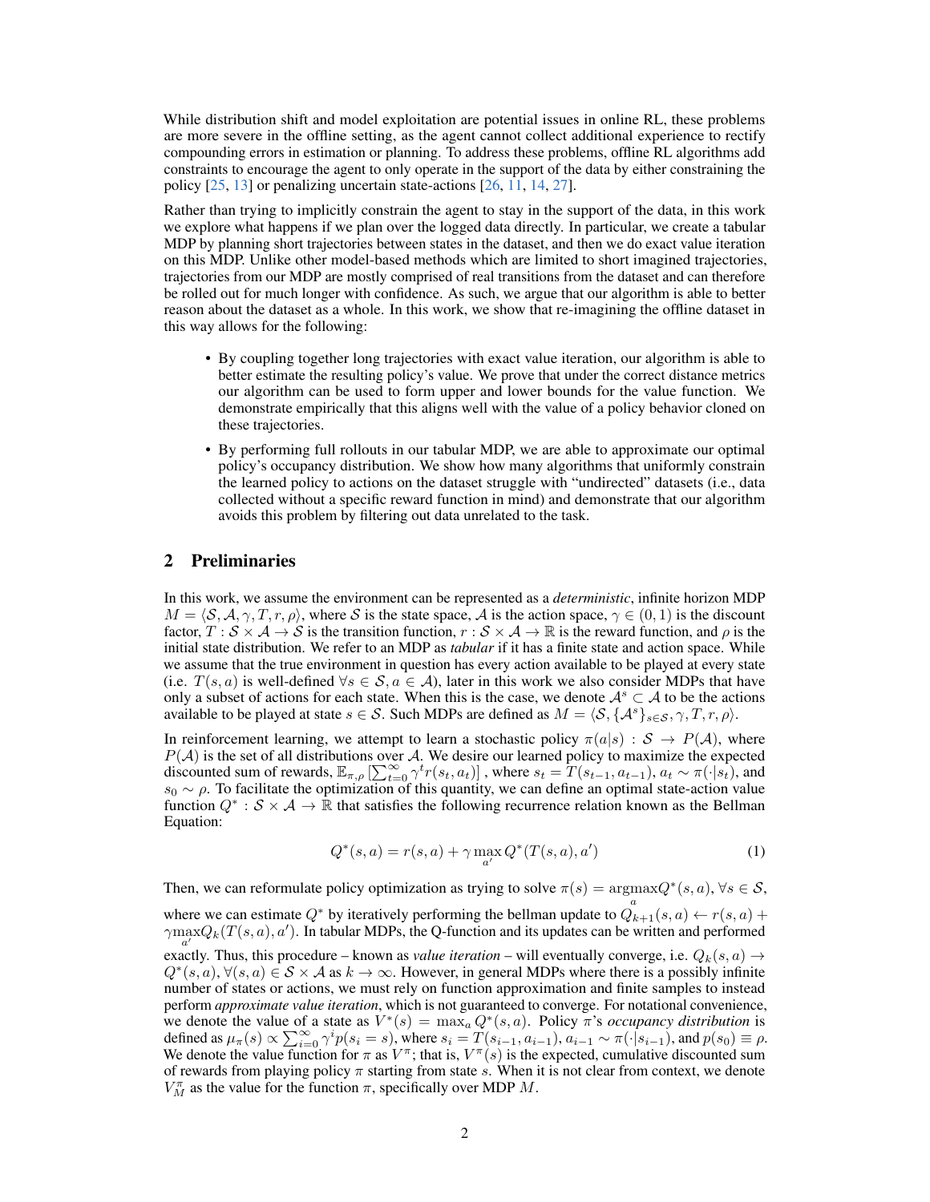While distribution shift and model exploitation are potential issues in online RL, these problems are more severe in the offline setting, as the agent cannot collect additional experience to rectify compounding errors in estimation or planning. To address these problems, offline RL algorithms add constraints to encourage the agent to only operate in the support of the data by either constraining the policy [25, 13] or penalizing uncertain state-actions [26, 11, 14, 27].

Rather than trying to implicitly constrain the agent to stay in the support of the data, in this work we explore what happens if we plan over the logged data directly. In particular, we create a tabular MDP by planning short trajectories between states in the dataset, and then we do exact value iteration on this MDP. Unlike other model-based methods which are limited to short imagined trajectories, trajectories from our MDP are mostly comprised of real transitions from the dataset and can therefore be rolled out for much longer with confidence. As such, we argue that our algorithm is able to better reason about the dataset as a whole. In this work, we show that re-imagining the offline dataset in this way allows for the following:

- By coupling together long trajectories with exact value iteration, our algorithm is able to better estimate the resulting policy's value. We prove that under the correct distance metrics our algorithm can be used to form upper and lower bounds for the value function. We demonstrate empirically that this aligns well with the value of a policy behavior cloned on these trajectories.
- By performing full rollouts in our tabular MDP, we are able to approximate our optimal policy's occupancy distribution. We show how many algorithms that uniformly constrain the learned policy to actions on the dataset struggle with "undirected" datasets (i.e., data collected without a specific reward function in mind) and demonstrate that our algorithm avoids this problem by filtering out data unrelated to the task.

## 2 Preliminaries

In this work, we assume the environment can be represented as a *deterministic*, infinite horizon MDP $M = \langle \mathcal{S}, \mathcal{A}, \gamma, T, r, \rho \rangle$, where $\mathcal{S}$ is the state space, $\mathcal{A}$ is the action space, $\gamma \in (0, 1)$ is the discount factor, $T : \mathcal{S} \times \mathcal{A} \to \mathcal{S}$ is the transition function, $r : \mathcal{S} \times \mathcal{A} \to \mathbb{R}$ is the reward function, and $\rho$ is the initial state distribution. We refer to an MDP as *tabular* if it has a finite state and action space. While we assume that the true environment in question has every action available to be played at every state (i.e. $T(s, a)$ is well-defined $\forall s \in \mathcal{S}, a \in \mathcal{A}$), later in this work we also consider MDPs that have only a subset of actions for each state. When this is the case, we denote $\mathcal{A}^s \subset \mathcal{A}$ to be the actions available to be played at state $s \in \mathcal{S}$. Such MDPs are defined as $M = \langle \mathcal{S}, \{\mathcal{A}^s\}_{s \in \mathcal{S}}, \gamma, T, r, \rho \rangle$.

In reinforcement learning, we attempt to learn a stochastic policy $\pi(a|s) : \mathcal{S} \to P(\mathcal{A})$, where $P(\mathcal{A})$ is the set of all distributions over $\mathcal{A}$. We desire our learned policy to maximize the expected discounted sum of rewards, $\mathbb{E}_{\pi,\rho}\left[\sum_{t=0}^{\infty} \gamma^t r(s_t, a_t)\right]$ , where $s_t = T(s_{t-1}, a_{t-1})$, $a_t \sim \pi(\cdot|s_t)$, and $s_0 \sim \rho$. To facilitate the optimization of this quantity, we can define an optimal state-action value function $Q^* : \mathcal{S} \times \mathcal{A} \to \mathbb{R}$ that satisfies the following recurrence relation known as the Bellman Equation:

$$Q^*(s, a) = r(s, a) + \gamma \max_{a'} Q^*(T(s, a), a') \tag{1}$$

Then, we can reformulate policy optimization as trying to solve $\pi(s) = \underset{a}{\operatorname{argmax}} Q^*(s, a), \forall s \in \mathcal{S}$, where we can estimate $Q^*$ by iteratively performing the bellman update to $Q_{k+1}(s, a) \leftarrow r(s, a) + \gamma \max_{a'} Q_k(T(s, a), a')$. In tabular MDPs, the Q-function and its updates can be written and performed exactly. Thus, this procedure – known as *value iteration* – will eventually converge, i.e. $Q_k(s, a) \to Q^*(s, a), \forall (s, a) \in \mathcal{S} \times \mathcal{A}$ as $k \to \infty$. However, in general MDPs where there is a possibly infinite number of states or actions, we must rely on function approximation and finite samples to instead perform *approximate value iteration*, which is not guaranteed to converge. For notational convenience, we denote the value of a state as $V^*(s) = \max_a Q^*(s, a)$. Policy $\pi$'s *occupancy distribution* is defined as $\mu_\pi(s) \propto \sum_{i=0}^{\infty} \gamma^i p(s_i = s)$, where $s_i = T(s_{i-1}, a_{i-1})$, $a_{i-1} \sim \pi(\cdot|s_{i-1})$, and $p(s_0) \equiv \rho$. We denote the value function for $\pi$ as $V^\pi$; that is, $V^\pi(s)$ is the expected, cumulative discounted sum of rewards from playing policy $\pi$ starting from state $s$. When it is not clear from context, we denote $V^\pi_M$ as the value for the function $\pi$, specifically over MDP $M$.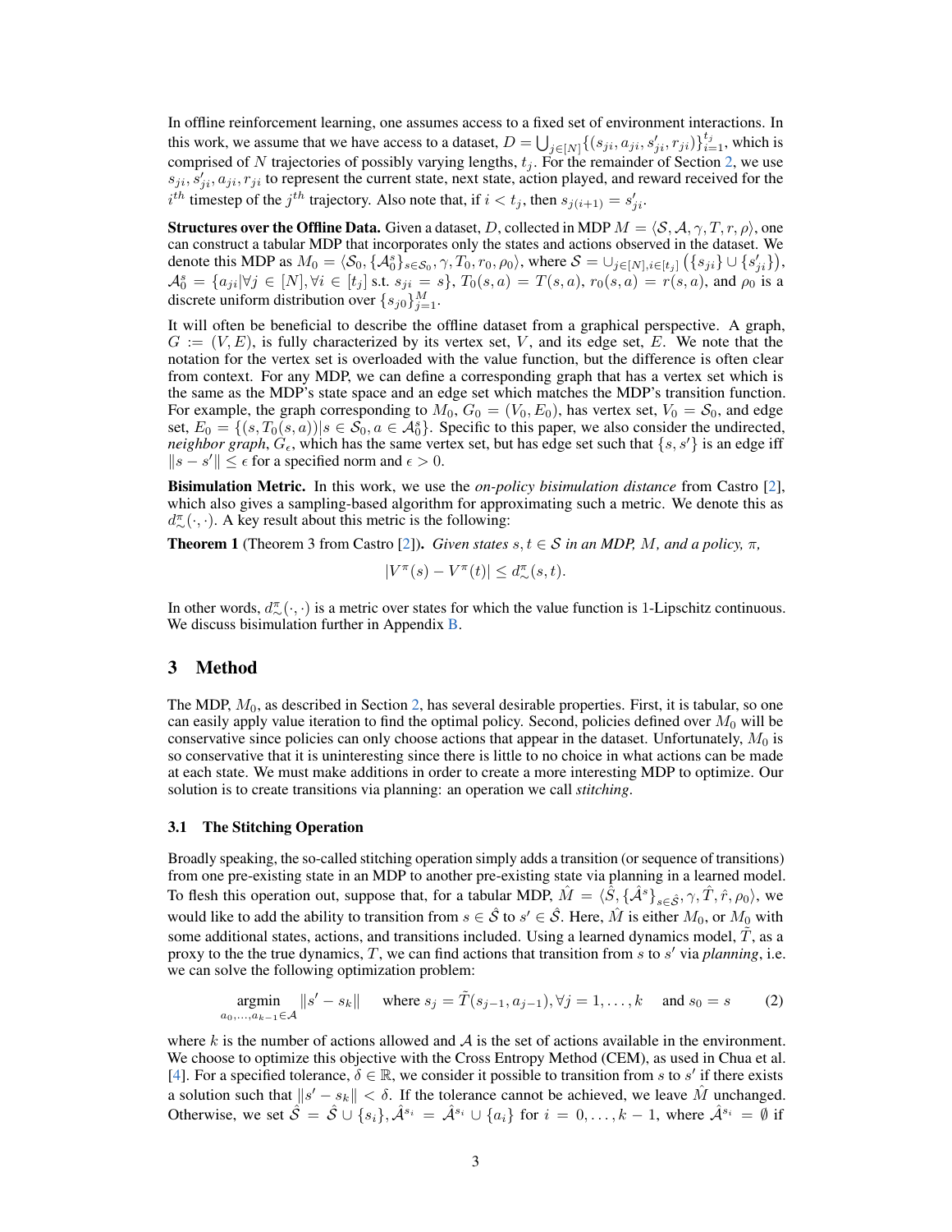In offline reinforcement learning, one assumes access to a fixed set of environment interactions. In this work, we assume that we have access to a dataset, $D = \bigcup_{j\in[N]}\{(s_{ji}, a_{ji}, s'_{ji}, r_{ji})\}_{i=1}^{t_j}$, which is comprised of $N$ trajectories of possibly varying lengths, $t_j$. For the remainder of Section 2, we use $s_{ji}, s'_{ji}, a_{ji}, r_{ji}$ to represent the current state, next state, action played, and reward received for the $i^{th}$ timestep of the $j^{th}$ trajectory. Also note that, if $i < t_j$, then $s_{j(i+1)} = s'_{ji}$.

**Structures over the Offline Data.** Given a dataset, $D$, collected in MDP $M = \langle \mathcal{S}, \mathcal{A}, \gamma, T, r, \rho \rangle$, one can construct a tabular MDP that incorporates only the states and actions observed in the dataset. We denote this MDP as $M_0 = \langle \mathcal{S}_0, \{\mathcal{A}_0^s\}_{s\in\mathcal{S}_0}, \gamma, T_0, r_0, \rho_0 \rangle$, where $\mathcal{S} = \cup_{j\in[N], i\in[t_j]}\left(\{s_{ji}\} \cup \{s'_{ji}\}\right)$, $\mathcal{A}_0^s = \{a_{ji} | \forall j \in [N], \forall i \in [t_j] \text{ s.t. } s_{ji} = s\}$, $T_0(s,a) = T(s,a)$, $r_0(s,a) = r(s,a)$, and $\rho_0$ is a discrete uniform distribution over $\{s_{j0}\}_{j=1}^{M}$.

It will often be beneficial to describe the offline dataset from a graphical perspective. A graph, $G := (V, E)$, is fully characterized by its vertex set, $V$, and its edge set, $E$. We note that the notation for the vertex set is overloaded with the value function, but the difference is often clear from context. For any MDP, we can define a corresponding graph that has a vertex set which is the same as the MDP's state space and an edge set which matches the MDP's transition function. For example, the graph corresponding to $M_0$, $G_0 = (V_0, E_0)$, has vertex set, $V_0 = \mathcal{S}_0$, and edge set, $E_0 = \{(s, T_0(s,a)) | s \in \mathcal{S}_0, a \in \mathcal{A}_0^s\}$. Specific to this paper, we also consider the undirected, *neighbor graph*, $G_\epsilon$, which has the same vertex set, but has edge set such that $\{s, s'\}$ is an edge iff $\|s - s'\| \leq \epsilon$ for a specified norm and $\epsilon > 0$.

**Bisimulation Metric.** In this work, we use the *on-policy bisimulation distance* from Castro [2], which also gives a sampling-based algorithm for approximating such a metric. We denote this as $d_\sim^\pi(\cdot,\cdot)$. A key result about this metric is the following:

**Theorem 1** (Theorem 3 from Castro [2]). *Given states $s, t \in \mathcal{S}$ in an MDP, $M$, and a policy, $\pi$,*

$$|V^\pi(s) - V^\pi(t)| \leq d_\sim^\pi(s,t).$$

In other words, $d_\sim^\pi(\cdot,\cdot)$ is a metric over states for which the value function is 1-Lipschitz continuous. We discuss bisimulation further in Appendix B.

# 3 Method

The MDP, $M_0$, as described in Section 2, has several desirable properties. First, it is tabular, so one can easily apply value iteration to find the optimal policy. Second, policies defined over $M_0$ will be conservative since policies can only choose actions that appear in the dataset. Unfortunately, $M_0$ is so conservative that it is uninteresting since there is little to no choice in what actions can be made at each state. We must make additions in order to create a more interesting MDP to optimize. Our solution is to create transitions via planning: an operation we call *stitching*.

## 3.1 The Stitching Operation

Broadly speaking, the so-called stitching operation simply adds a transition (or sequence of transitions) from one pre-existing state in an MDP to another pre-existing state via planning in a learned model. To flesh this operation out, suppose that, for a tabular MDP, $\hat{M} = \langle \hat{\mathcal{S}}, \{\hat{\mathcal{A}}^s\}_{s\in\hat{\mathcal{S}}}, \gamma, \hat{T}, \hat{r}, \rho_0 \rangle$, we would like to add the ability to transition from $s \in \hat{\mathcal{S}}$ to $s' \in \hat{\mathcal{S}}$. Here, $\hat{M}$ is either $M_0$, or $M_0$ with some additional states, actions, and transitions included. Using a learned dynamics model, $\tilde{T}$, as a proxy to the the true dynamics, $T$, we can find actions that transition from $s$ to $s'$ via *planning*, i.e. we can solve the following optimization problem:

$$\underset{a_0,\ldots,a_{k-1}\in\mathcal{A}}{\text{argmin}} \|s' - s_k\| \quad \text{where } s_j = \tilde{T}(s_{j-1}, a_{j-1}), \forall j = 1,\ldots,k \quad \text{and } s_0 = s \tag{2}$$

where $k$ is the number of actions allowed and $\mathcal{A}$ is the set of actions available in the environment. We choose to optimize this objective with the Cross Entropy Method (CEM), as used in Chua et al. [4]. For a specified tolerance, $\delta \in \mathbb{R}$, we consider it possible to transition from $s$ to $s'$ if there exists a solution such that $\|s' - s_k\| < \delta$. If the tolerance cannot be achieved, we leave $\hat{M}$ unchanged. Otherwise, we set $\hat{\mathcal{S}} = \hat{\mathcal{S}} \cup \{s_i\}, \hat{\mathcal{A}}^{s_i} = \hat{\mathcal{A}}^{s_i} \cup \{a_i\}$ for $i = 0,\ldots,k-1$, where $\hat{\mathcal{A}}^{s_i} = \emptyset$ if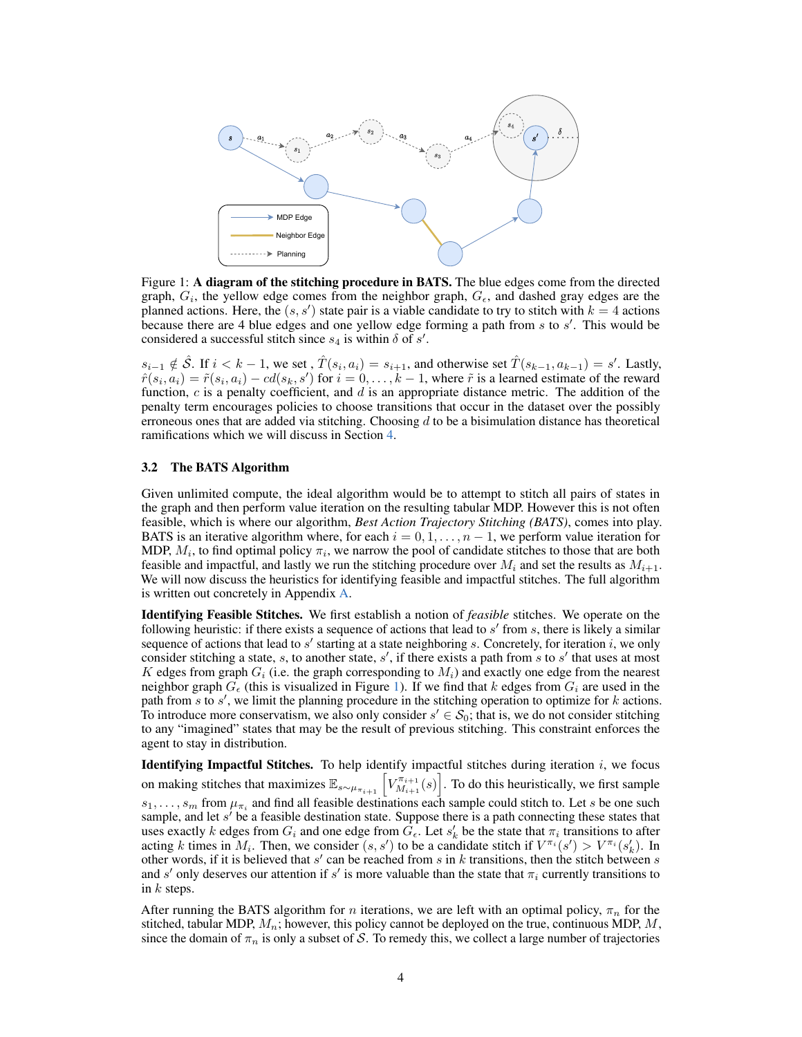Figure 1: **A diagram of the stitching procedure in BATS.** The blue edges come from the directed graph, $G_i$, the yellow edge comes from the neighbor graph, $G_\epsilon$, and dashed gray edges are the planned actions. Here, the $(s, s')$ state pair is a viable candidate to try to stitch with $k = 4$ actions because there are 4 blue edges and one yellow edge forming a path from $s$ to $s'$. This would be considered a successful stitch since $s_4$ is within $\delta$ of $s'$.

$s_{i-1} \notin \hat{\mathcal{S}}$. If $i < k - 1$, we set , $\hat{T}(s_i, a_i) = s_{i+1}$, and otherwise set $\hat{T}(s_{k-1}, a_{k-1}) = s'$. Lastly, $\hat{r}(s_i, a_i) = \tilde{r}(s_i, a_i) - cd(s_k, s')$ for $i = 0, \ldots, k - 1$, where $\tilde{r}$ is a learned estimate of the reward function, $c$ is a penalty coefficient, and $d$ is an appropriate distance metric. The addition of the penalty term encourages policies to choose transitions that occur in the dataset over the possibly erroneous ones that are added via stitching. Choosing $d$ to be a bisimulation distance has theoretical ramifications which we will discuss in Section 4.

### 3.2 The BATS Algorithm

Given unlimited compute, the ideal algorithm would be to attempt to stitch all pairs of states in the graph and then perform value iteration on the resulting tabular MDP. However this is not often feasible, which is where our algorithm, *Best Action Trajectory Stitching (BATS)*, comes into play. BATS is an iterative algorithm where, for each $i = 0, 1, \ldots, n - 1$, we perform value iteration for MDP, $M_i$, to find optimal policy $\pi_i$, we narrow the pool of candidate stitches to those that are both feasible and impactful, and lastly we run the stitching procedure over $M_i$ and set the results as $M_{i+1}$. We will now discuss the heuristics for identifying feasible and impactful stitches. The full algorithm is written out concretely in Appendix A.

**Identifying Feasible Stitches.** We first establish a notion of *feasible* stitches. We operate on the following heuristic: if there exists a sequence of actions that lead to $s'$ from $s$, there is likely a similar sequence of actions that lead to $s'$ starting at a state neighboring $s$. Concretely, for iteration $i$, we only consider stitching a state, $s$, to another state, $s'$, if there exists a path from $s$ to $s'$ that uses at most $K$ edges from graph $G_i$ (i.e. the graph corresponding to $M_i$) and exactly one edge from the nearest neighbor graph $G_\epsilon$ (this is visualized in Figure 1). If we find that $k$ edges from $G_i$ are used in the path from $s$ to $s'$, we limit the planning procedure in the stitching operation to optimize for $k$ actions. To introduce more conservatism, we also only consider $s' \in \mathcal{S}_0$; that is, we do not consider stitching to any "imagined" states that may be the result of previous stitching. This constraint enforces the agent to stay in distribution.

**Identifying Impactful Stitches.** To help identify impactful stitches during iteration $i$, we focus on making stitches that maximizes $\mathbb{E}_{s \sim \mu_{\pi_{i+1}}}\left[V^{\pi_{i+1}}_{M_{i+1}}(s)\right]$. To do this heuristically, we first sample $s_1, \ldots, s_m$ from $\mu_{\pi_i}$ and find all feasible destinations each sample could stitch to. Let $s$ be one such sample, and let $s'$ be a feasible destination state. Suppose there is a path connecting these states that uses exactly $k$ edges from $G_i$ and one edge from $G_\epsilon$. Let $s'_k$ be the state that $\pi_i$ transitions to after acting $k$ times in $M_i$. Then, we consider $(s, s')$ to be a candidate if $V^{\pi_i}(s') > V^{\pi_i}(s'_k)$. In other words, if it is believed that $s'$ can be reached from $s$ in $k$ transitions, then the stitch between $s$ and $s'$ only deserves our attention if $s'$ is more valuable than the state that $\pi_i$ currently transitions to in $k$ steps.

After running the BATS algorithm for $n$ iterations, we are left with an optimal policy, $\pi_n$ for the stitched, tabular MDP, $M_n$; however, this policy cannot be deployed on the true, continuous MDP, $M$, since the domain of $\pi_n$ is only a subset of $\mathcal{S}$. To remedy this, we collect a large number of trajectories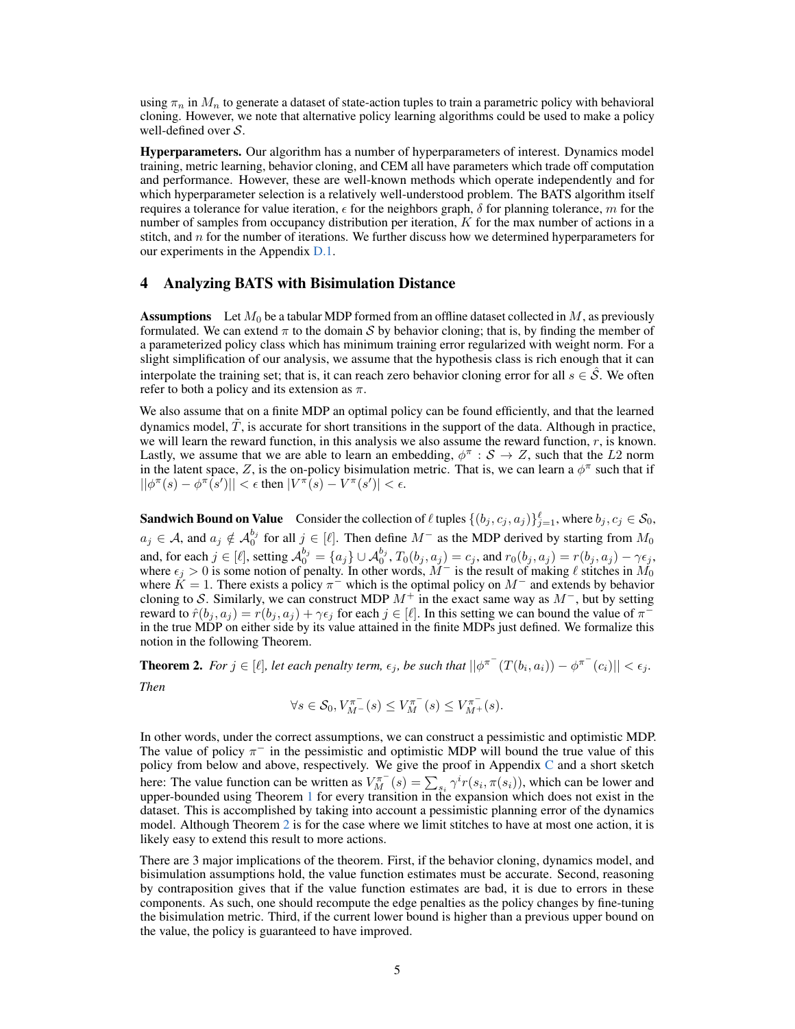using $\pi_n$ in $M_n$ to generate a dataset of state-action tuples to train a parametric policy with behavioral cloning. However, we note that alternative policy learning algorithms could be used to make a policy well-defined over $\mathcal{S}$.

**Hyperparameters.** Our algorithm has a number of hyperparameters of interest. Dynamics model training, metric learning, behavior cloning, and CEM all have parameters which trade off computation and performance. However, these are well-known methods which operate independently and for which hyperparameter selection is a relatively well-understood problem. The BATS algorithm itself requires a tolerance for value iteration, $\epsilon$ for the neighbors graph, $\delta$ for planning tolerance, $m$ for the number of samples from occupancy distribution per iteration, $K$ for the max number of actions in a stitch, and $n$ for the number of iterations. We further discuss how we determined hyperparameters for our experiments in the Appendix D.1.

# 4 Analyzing BATS with Bisimulation Distance

**Assumptions** Let $M_0$ be a tabular MDP formed from an offline dataset collected in $M$, as previously formulated. We can extend $\pi$ to the domain $\mathcal{S}$ by behavior cloning; that is, by finding the member of a parameterized policy class which has minimum training error regularized with weight norm. For a slight simplification of our analysis, we assume that the hypothesis class is rich enough that it can interpolate the training set; that is, it can reach zero behavior cloning error for all $s \in \hat{\mathcal{S}}$. We often refer to both a policy and its extension as $\pi$.

We also assume that on a finite MDP an optimal policy can be found efficiently, and that the learned dynamics model, $\tilde{T}$, is accurate for short transitions in the support of the data. Although in practice, we will learn the reward function, in this analysis we also assume the reward function, $r$, is known. Lastly, we assume that we are able to learn an embedding, $\phi^\pi : \mathcal{S} \to Z$, such that the $L2$ norm in the latent space, $Z$, is the on-policy bisimulation metric. That is, we can learn a $\phi^\pi$ such that if $||\phi^\pi(s) - \phi^\pi(s')|| < \epsilon$ then $|V^\pi(s) - V^\pi(s')| < \epsilon$.

**Sandwich Bound on Value** Consider the collection of $\ell$ tuples $\{(b_j, c_j, a_j)\}_{j=1}^{\ell}$, where $b_j, c_j \in \mathcal{S}_0$, $a_j \in \mathcal{A}$, and $a_j \notin \mathcal{A}_0^{b_j}$ for all $j \in [\ell]$. Then define $M^-$ as the MDP derived by starting from $M_0$ and, for each $j \in [\ell]$, setting $\mathcal{A}_0^{b_j} = \{a_j\} \cup \mathcal{A}_0^{b_j}$, $T_0(b_j, a_j) = c_j$, and $r_0(b_j, a_j) = r(b_j, a_j) - \gamma\epsilon_j$, where $\epsilon_j > 0$ is some notion of penalty. In other words, $M^-$ is the result of making $\ell$ stitches in $M_0$ where $K = 1$. There exists a policy $\pi^-$ which is the optimal policy on $M^-$ and extends by behavior cloning to $\mathcal{S}$. Similarly, we can construct MDP $M^+$ in the exact same way as $M^-$, but by setting reward to $\hat{r}(b_j, a_j) = r(b_j, a_j) + \gamma\epsilon_j$ for each $j \in [\ell]$. In this setting we can bound the value of $\pi^-$ in the true MDP on either side by its value attained in the finite MDPs just defined. We formalize this notion in the following Theorem.

**Theorem 2.** *For $j \in [\ell]$, let each penalty term, $\epsilon_j$, be such that $||\phi^{\pi^-}(T(b_i, a_i)) - \phi^{\pi^-}(c_i)|| < \epsilon_j$. Then*

$$\forall s \in \mathcal{S}_0, V_{M^-}^{\pi^-}(s) \leq V_M^{\pi^-}(s) \leq V_{M^+}^{\pi^-}(s).$$

In other words, under the correct assumptions, we can construct a pessimistic and optimistic MDP. The value of policy $\pi^-$ in the pessimistic and optimistic MDP will bound the true value of this policy from below and above, respectively. We give the proof in Appendix C and a short sketch here: The value function can be written as $V_M^{\pi^-}(s) = \sum_{s_i} \gamma^i r(s_i, \pi(s_i))$, which can be lower and upper-bounded using Theorem 1 for every transition in the expansion which does not exist in the dataset. This is accomplished by taking into account a pessimistic planning error of the dynamics model. Although Theorem 2 is for the case where we limit stitches to have at most one action, it is likely easy to extend this result to more actions.

There are 3 major implications of the theorem. First, if the behavior cloning, dynamics model, and bisimulation assumptions hold, the value function estimates must be accurate. Second, reasoning by contraposition gives that if the value function estimates are bad, it is due to errors in these components. As such, one should recompute the edge penalties as the policy changes by fine-tuning the bisimulation metric. Third, if the current lower bound is higher than a previous upper bound on the value, the policy is guaranteed to have improved.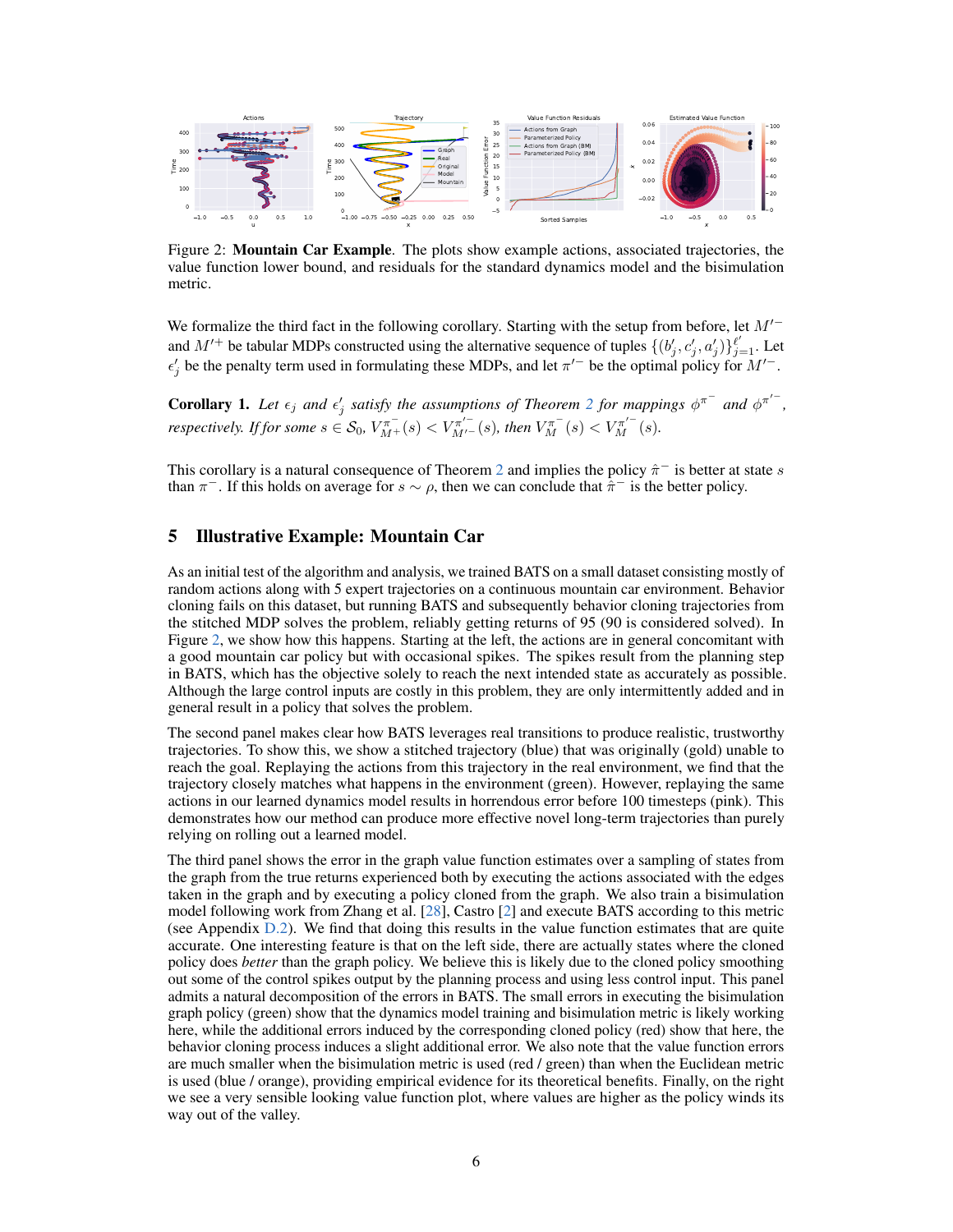Figure 2: **Mountain Car Example**. The plots show example actions, associated trajectories, the value function lower bound, and residuals for the standard dynamics model and the bisimulation metric.

We formalize the third fact in the following corollary. Starting with the setup from before, let $M'^-$ and $M'^+$ be tabular MDPs constructed using the alternative sequence of tuples $\{(b'_j, c'_j, a'_j)\}_{j=1}^{\ell'}$. Let $\epsilon'_j$ be the penalty term used in formulating these MDPs, and let $\pi'^-$ be the optimal policy for $M'^-$.

**Corollary 1.** *Let $\epsilon_j$ and $\epsilon'_j$ satisfy the assumptions of Theorem 2 for mappings $\phi^{\pi^-}$ and $\phi^{\pi'^-}$, respectively. If for some $s \in \mathcal{S}_0$, $V^{\pi^-}_{M^+}(s) < V^{\pi'^-}_{M'^-}(s)$, then $V^{\pi^-}_{M}(s) < V^{\pi'^-}_{M}(s)$.*

This corollary is a natural consequence of Theorem 2 and implies the policy $\hat{\pi}^-$ is better at state $s$ than $\pi^-$. If this holds on average for $s \sim \rho$, then we can conclude that $\hat{\pi}^-$ is the better policy.

## 5 Illustrative Example: Mountain Car

As an initial test of the algorithm and analysis, we trained BATS on a small dataset consisting mostly of random actions along with 5 expert trajectories on a continuous mountain car environment. Behavior cloning fails on this dataset, but running BATS and subsequently behavior cloning trajectories from the stitched MDP solves the problem, reliably getting returns of 95 (90 is considered solved). In Figure 2, we show how this happens. Starting at the left, the actions are in general concomitant with a good mountain car policy but with occasional spikes. The spikes result from the planning step in BATS, which has the objective solely to reach the next intended state as accurately as possible. Although the large control inputs are costly in this problem, they are only intermittently added and in general result in a policy that solves the problem.

The second panel makes clear how BATS leverages real transitions to produce realistic, trustworthy trajectories. To show this, we show a stitched trajectory (blue) that was originally (gold) unable to reach the goal. Replaying the actions from this trajectory in the real environment, we find that the trajectory closely matches what happens in the environment (green). However, replaying the same actions in our learned dynamics model results in horrendous error before 100 timesteps (pink). This demonstrates how our method can produce more effective novel long-term trajectories than purely relying on rolling out a learned model.

The third panel shows the error in the graph value function estimates over a sampling of states from the graph from the true returns experienced both by executing the actions associated with the edges taken in the graph and by executing a policy cloned from the graph. We also train a bisimulation model following work from Zhang et al. [28], Castro [2] and execute BATS according to this metric (see Appendix D.2). We find that doing this results in the value function estimates that are quite accurate. One interesting feature is that on the left side, there are actually states where the cloned policy does *better* than the graph policy. We believe this is likely due to the cloned policy smoothing out some of the control spikes output by the planning process and using less control input. This panel admits a natural decomposition of the errors in BATS. The small errors in executing the bisimulation graph policy (green) show that the dynamics model training and bisimulation metric is likely working here, while the additional errors induced by the corresponding cloned policy (red) show that here, the behavior cloning process induces a slight additional error. We also note that the value function errors are much smaller when the bisimulation metric is used (red / green) than when the Euclidean metric is used (blue / orange), providing empirical evidence for its theoretical benefits. Finally, on the right we see a very sensible looking value function plot, where values are higher as the policy winds its way out of the valley.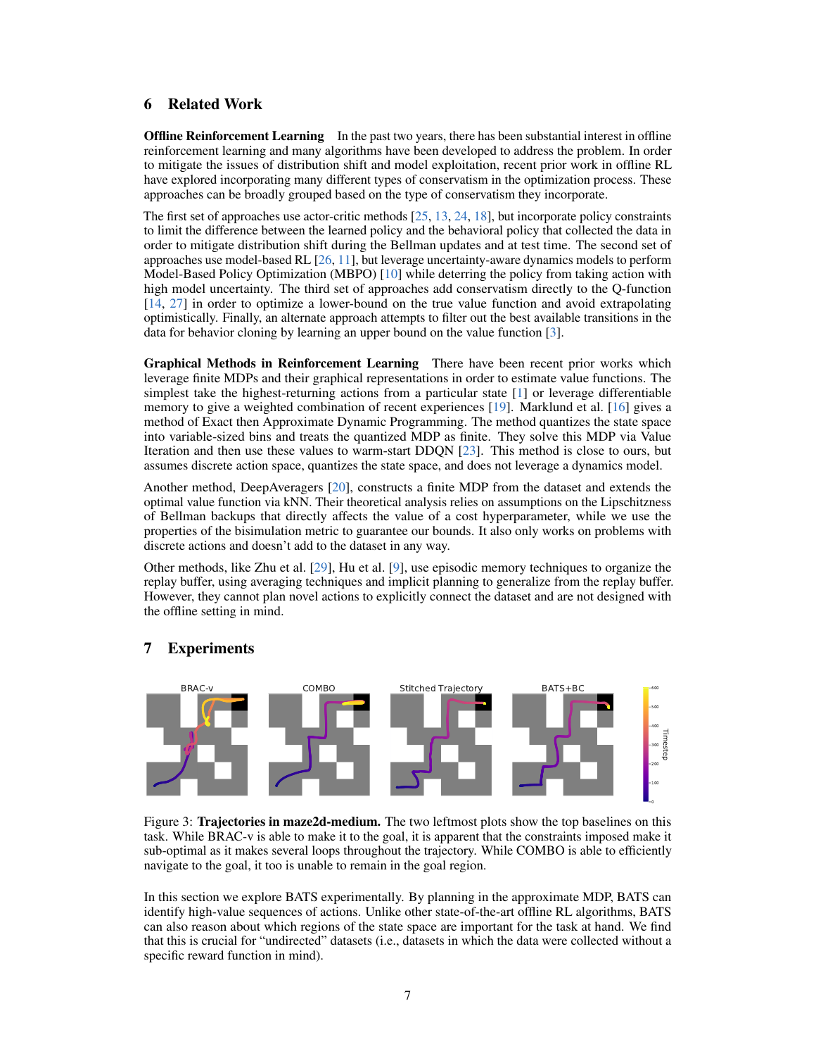## 6 Related Work

**Offline Reinforcement Learning** In the past two years, there has been substantial interest in offline reinforcement learning and many algorithms have been developed to address the problem. In order to mitigate the issues of distribution shift and model exploitation, recent prior work in offline RL have explored incorporating many different types of conservatism in the optimization process. These approaches can be broadly grouped based on the type of conservatism they incorporate.

The first set of approaches use actor-critic methods [25, 13, 24, 18], but incorporate policy constraints to limit the difference between the learned policy and the behavioral policy that collected the data in order to mitigate distribution shift during the Bellman updates and at test time. The second set of approaches use model-based RL [26, 11], but leverage uncertainty-aware dynamics models to perform Model-Based Policy Optimization (MBPO) [10] while deterring the policy from taking action with high model uncertainty. The third set of approaches add conservatism directly to the Q-function [14, 27] in order to optimize a lower-bound on the true value function and avoid extrapolating optimistically. Finally, an alternate approach attempts to filter out the best available transitions in the data for behavior cloning by learning an upper bound on the value function [3].

**Graphical Methods in Reinforcement Learning** There have been recent prior works which leverage finite MDPs and their graphical representations in order to estimate value functions. The simplest take the highest-returning actions from a particular state [1] or leverage differentiable memory to give a weighted combination of recent experiences [19]. Marklund et al. [16] gives a method of Exact then Approximate Dynamic Programming. The method quantizes the state space into variable-sized bins and treats the quantized MDP as finite. They solve this MDP via Value Iteration and then use these values to warm-start DDQN [23]. This method is close to ours, but assumes discrete action space, quantizes the state space, and does not leverage a dynamics model.

Another method, DeepAveragers [20], constructs a finite MDP from the dataset and extends the optimal value function via kNN. Their theoretical analysis relies on assumptions on the Lipschitzness of Bellman backups that directly affects the value of a cost hyperparameter, while we use the properties of the bisimulation metric to guarantee our bounds. It also only works on problems with discrete actions and doesn't add to the dataset in any way.

Other methods, like Zhu et al. [29], Hu et al. [9], use episodic memory techniques to organize the replay buffer, using averaging techniques and implicit planning to generalize from the replay buffer. However, they cannot plan novel actions to explicitly connect the dataset and are not designed with the offline setting in mind.

## 7 Experiments

Figure 3: **Trajectories in maze2d-medium.** The two leftmost plots show the top baselines on this task. While BRAC-v is able to make it to the goal, it is apparent that the constraints imposed make it sub-optimal as it makes several loops throughout the trajectory. While COMBO is able to efficiently navigate to the goal, it too is unable to remain in the goal region.

In this section we explore BATS experimentally. By planning in the approximate MDP, BATS can identify high-value sequences of actions. Unlike other state-of-the-art offline RL algorithms, BATS can also reason about which regions of the state space are important for the task at hand. We find that this is crucial for "undirected" datasets (i.e., datasets in which the data were collected without a specific reward function in mind).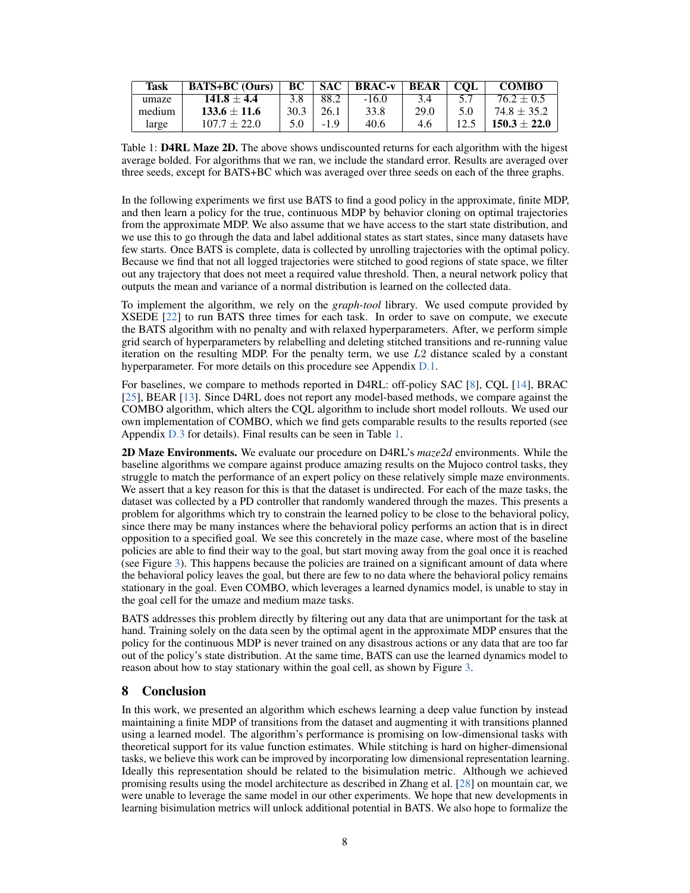| Task | BATS+BC (Ours) | BC | SAC | BRAC-v | BEAR | CQL | COMBO |
|---|---|---|---|---|---|---|---|
| umaze | **141.8 ± 4.4** | 3.8 | 88.2 | -16.0 | 3.4 | 5.7 | 76.2 ± 0.5 |
| medium | **133.6 ± 11.6** | 30.3 | 26.1 | 33.8 | 29.0 | 5.0 | 74.8 ± 35.2 |
| large | 107.7 ± 22.0 | 5.0 | -1.9 | 40.6 | 4.6 | 12.5 | **150.3 ± 22.0** |

Table 1: **D4RL Maze 2D.** The above shows undiscounted returns for each algorithm with the higest average bolded. For algorithms that we ran, we include the standard error. Results are averaged over three seeds, except for BATS+BC which was averaged over three seeds on each of the three graphs.

In the following experiments we first use BATS to find a good policy in the approximate, finite MDP, and then learn a policy for the true, continuous MDP by behavior cloning on optimal trajectories from the approximate MDP. We also assume that we have access to the start state distribution, and we use this to go through the data and label additional states as start states, since many datasets have few starts. Once BATS is complete, data is collected by unrolling trajectories with the optimal policy. Because we find that not all logged trajectories were stitched to good regions of state space, we filter out any trajectory that does not meet a required value threshold. Then, a neural network policy that outputs the mean and variance of a normal distribution is learned on the collected data.

To implement the algorithm, we rely on the *graph-tool* library. We used compute provided by XSEDE [22] to run BATS three times for each task. In order to save on compute, we execute the BATS algorithm with no penalty and with relaxed hyperparameters. After, we perform simple grid search of hyperparameters by relabelling and deleting stitched transitions and re-running value iteration on the resulting MDP. For the penalty term, we use $L2$ distance scaled by a constant hyperparameter. For more details on this procedure see Appendix D.1.

For baselines, we compare to methods reported in D4RL: off-policy SAC [8], CQL [14], BRAC [25], BEAR [13]. Since D4RL does not report any model-based methods, we compare against the COMBO algorithm, which alters the CQL algorithm to include short model rollouts. We used our own implementation of COMBO, which we find gets comparable results to the results reported (see Appendix D.3 for details). Final results can be seen in Table 1.

**2D Maze Environments.** We evaluate our procedure on D4RL's *maze2d* environments. While the baseline algorithms we compare against produce amazing results on the Mujoco control tasks, they struggle to match the performance of an expert policy on these relatively simple maze environments. We assert that a key reason for this is that the dataset is undirected. For each of the maze tasks, the dataset was collected by a PD controller that randomly wandered through the mazes. This presents a problem for algorithms which try to constrain the learned policy to be close to the behavioral policy, since there may be many instances where the behavioral policy performs an action that is in direct opposition to a specified goal. We see this concretely in the maze case, where most of the baseline policies are able to find their way to the goal, but start moving away from the goal once it is reached (see Figure 3). This happens because the policies are trained on a significant amount of data where the behavioral policy leaves the goal, but there are few to no data where the behavioral policy remains stationary in the goal. Even COMBO, which leverages a learned dynamics model, is unable to stay in the goal cell for the umaze and medium maze tasks.

BATS addresses this problem directly by filtering out any data that are unimportant for the task at hand. Training solely on the data seen by the optimal agent in the approximate MDP ensures that the policy for the continuous MDP is never trained on any disastrous actions or any data that are too far out of the policy's state distribution. At the same time, BATS can use the learned dynamics model to reason about how to stay stationary within the goal cell, as shown by Figure 3.

## 8 Conclusion

In this work, we presented an algorithm which eschews learning a deep value function by instead maintaining a finite MDP of transitions from the dataset and augmenting it with transitions planned using a learned model. The algorithm's performance is promising on low-dimensional tasks with theoretical support for its value function estimates. While stitching is hard on higher-dimensional tasks, we believe this work can be improved by incorporating low dimensional representation learning. Ideally this representation should be related to the bisimulation metric. Although we achieved promising results using the model architecture as described in Zhang et al. [28] on mountain car, we were unable to leverage the same model in our other experiments. We hope that new developments in learning bisimulation metrics will unlock additional potential in BATS. We also hope to formalize the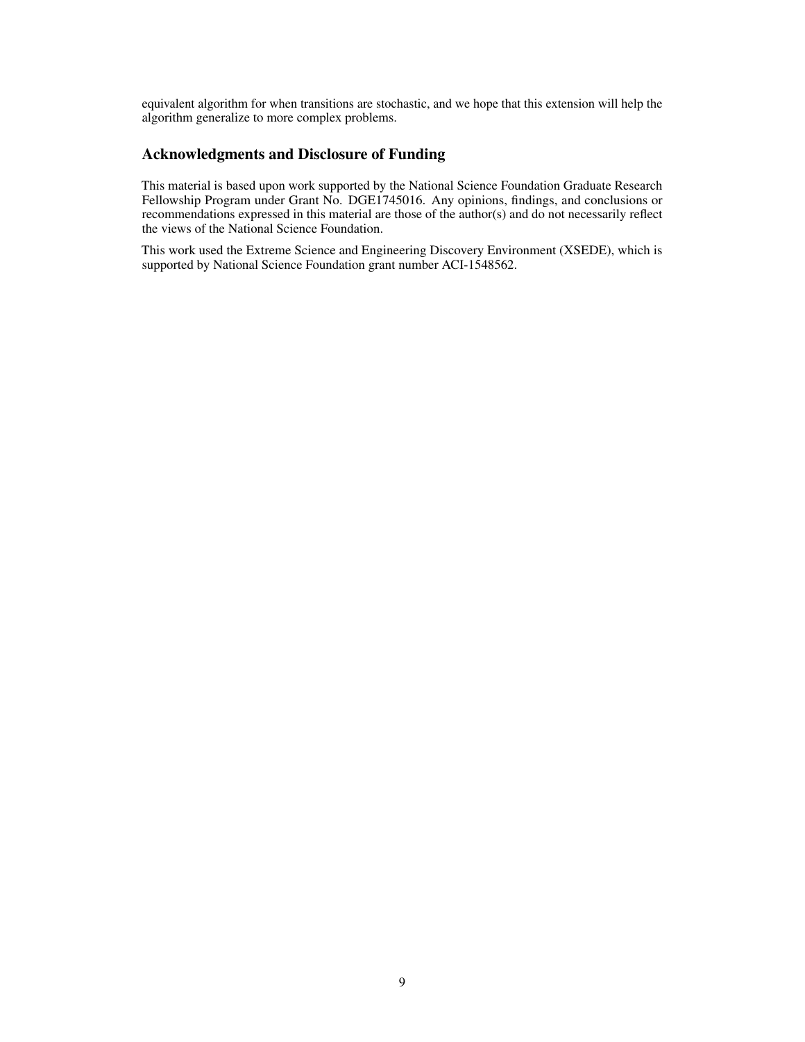equivalent algorithm for when transitions are stochastic, and we hope that this extension will help the algorithm generalize to more complex problems.

## Acknowledgments and Disclosure of Funding

This material is based upon work supported by the National Science Foundation Graduate Research Fellowship Program under Grant No. DGE1745016. Any opinions, findings, and conclusions or recommendations expressed in this material are those of the author(s) and do not necessarily reflect the views of the National Science Foundation.

This work used the Extreme Science and Engineering Discovery Environment (XSEDE), which is supported by National Science Foundation grant number ACI-1548562.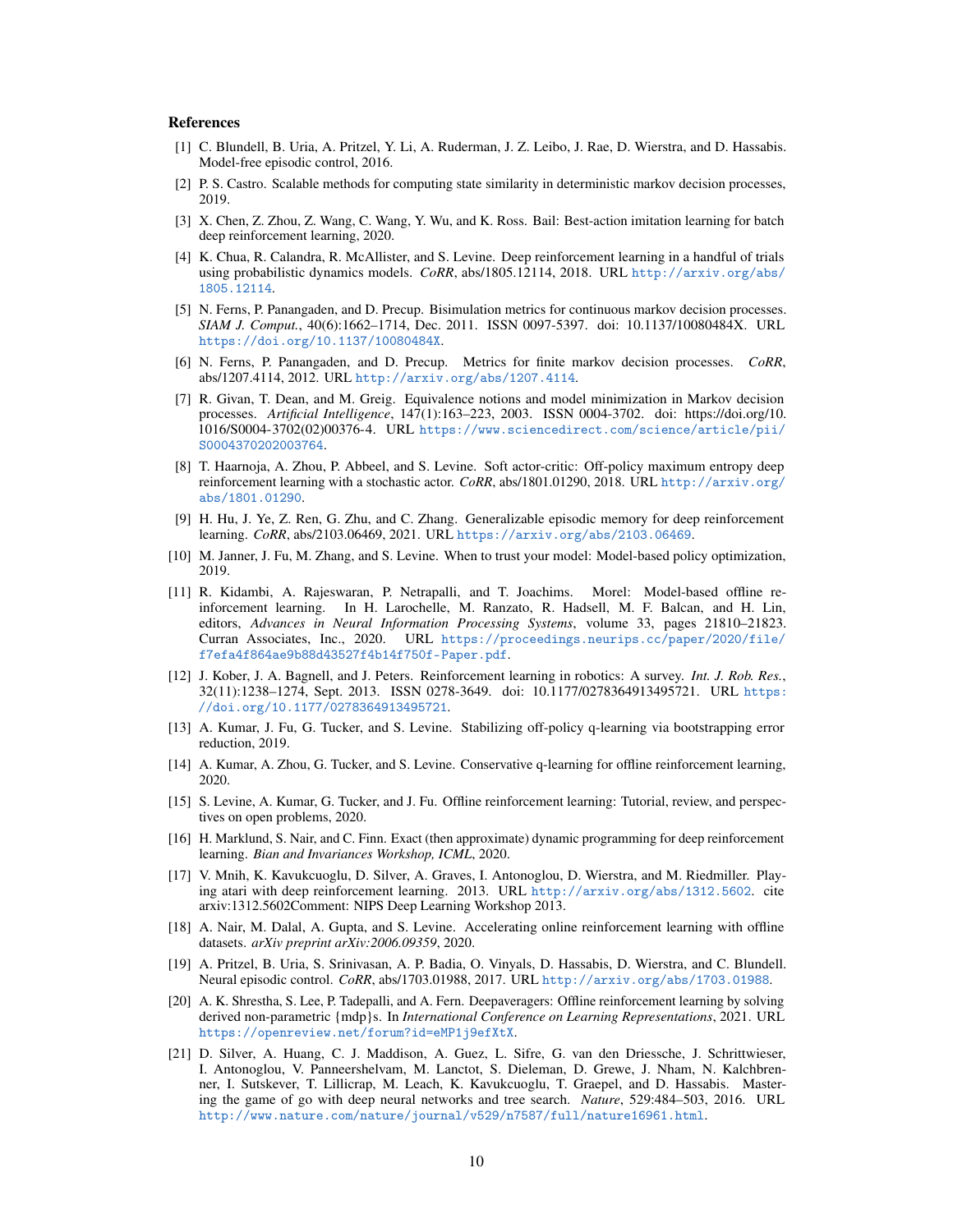## References

[1] C. Blundell, B. Uria, A. Pritzel, Y. Li, A. Ruderman, J. Z. Leibo, J. Rae, D. Wierstra, and D. Hassabis. Model-free episodic control, 2016.

[2] P. S. Castro. Scalable methods for computing state similarity in deterministic markov decision processes, 2019.

[3] X. Chen, Z. Zhou, Z. Wang, C. Wang, Y. Wu, and K. Ross. Bail: Best-action imitation learning for batch deep reinforcement learning, 2020.

[4] K. Chua, R. Calandra, R. McAllister, and S. Levine. Deep reinforcement learning in a handful of trials using probabilistic dynamics models. *CoRR*, abs/1805.12114, 2018. URL http://arxiv.org/abs/1805.12114.

[5] N. Ferns, P. Panangaden, and D. Precup. Bisimulation metrics for continuous markov decision processes. *SIAM J. Comput.*, 40(6):1662–1714, Dec. 2011. ISSN 0097-5397. doi: 10.1137/10080484X. URL https://doi.org/10.1137/10080484X.

[6] N. Ferns, P. Panangaden, and D. Precup. Metrics for finite markov decision processes. *CoRR*, abs/1207.4114, 2012. URL http://arxiv.org/abs/1207.4114.

[7] R. Givan, T. Dean, and M. Greig. Equivalence notions and model minimization in Markov decision processes. *Artificial Intelligence*, 147(1):163–223, 2003. ISSN 0004-3702. doi: https://doi.org/10.1016/S0004-3702(02)00376-4. URL https://www.sciencedirect.com/science/article/pii/S0004370202003764.

[8] T. Haarnoja, A. Zhou, P. Abbeel, and S. Levine. Soft actor-critic: Off-policy maximum entropy deep reinforcement learning with a stochastic actor. *CoRR*, abs/1801.01290, 2018. URL http://arxiv.org/abs/1801.01290.

[9] H. Hu, J. Ye, Z. Ren, G. Zhu, and C. Zhang. Generalizable episodic memory for deep reinforcement learning. *CoRR*, abs/2103.06469, 2021. URL https://arxiv.org/abs/2103.06469.

[10] M. Janner, J. Fu, M. Zhang, and S. Levine. When to trust your model: Model-based policy optimization, 2019.

[11] R. Kidambi, A. Rajeswaran, P. Netrapalli, and T. Joachims. Morel: Model-based offline reinforcement learning. In H. Larochelle, M. Ranzato, R. Hadsell, M. F. Balcan, and H. Lin, editors, *Advances in Neural Information Processing Systems*, volume 33, pages 21810–21823. Curran Associates, Inc., 2020. URL https://proceedings.neurips.cc/paper/2020/file/f7efa4f864ae9b88d43527f4b14f750f-Paper.pdf.

[12] J. Kober, J. A. Bagnell, and J. Peters. Reinforcement learning in robotics: A survey. *Int. J. Rob. Res.*, 32(11):1238–1274, Sept. 2013. ISSN 0278-3649. doi: 10.1177/0278364913495721. URL https://doi.org/10.1177/0278364913495721.

[13] A. Kumar, J. Fu, G. Tucker, and S. Levine. Stabilizing off-policy q-learning via bootstrapping error reduction, 2019.

[14] A. Kumar, A. Zhou, G. Tucker, and S. Levine. Conservative q-learning for offline reinforcement learning, 2020.

[15] S. Levine, A. Kumar, G. Tucker, and J. Fu. Offline reinforcement learning: Tutorial, review, and perspectives on open problems, 2020.

[16] H. Marklund, S. Nair, and C. Finn. Exact (then approximate) dynamic programming for deep reinforcement learning. *Bian and Invariances Workshop, ICML*, 2020.

[17] V. Mnih, K. Kavukcuoglu, D. Silver, A. Graves, I. Antonoglou, D. Wierstra, and M. Riedmiller. Playing atari with deep reinforcement learning. 2013. URL http://arxiv.org/abs/1312.5602. cite arxiv:1312.5602Comment: NIPS Deep Learning Workshop 2013.

[18] A. Nair, M. Dalal, A. Gupta, and S. Levine. Accelerating online reinforcement learning with offline datasets. *arXiv preprint arXiv:2006.09359*, 2020.

[19] A. Pritzel, B. Uria, S. Srinivasan, A. P. Badia, O. Vinyals, D. Hassabis, D. Wierstra, and C. Blundell. Neural episodic control. *CoRR*, abs/1703.01988, 2017. URL http://arxiv.org/abs/1703.01988.

[20] A. K. Shrestha, S. Lee, P. Tadepalli, and A. Fern. Deepaveragers: Offline reinforcement learning by solving derived non-parametric {mdp}s. In *International Conference on Learning Representations*, 2021. URL https://openreview.net/forum?id=eMP1j9efXtX.

[21] D. Silver, A. Huang, C. J. Maddison, A. Guez, L. Sifre, G. van den Driessche, J. Schrittwieser, I. Antonoglou, V. Panneershelvam, M. Lanctot, S. Dieleman, D. Grewe, J. Nham, N. Kalchbrenner, I. Sutskever, T. Lillicrap, M. Leach, K. Kavukcuoglu, T. Graepel, and D. Hassabis. Mastering the game of go with deep neural networks and tree search. *Nature*, 529:484–503, 2016. URL http://www.nature.com/nature/journal/v529/n7587/full/nature16961.html.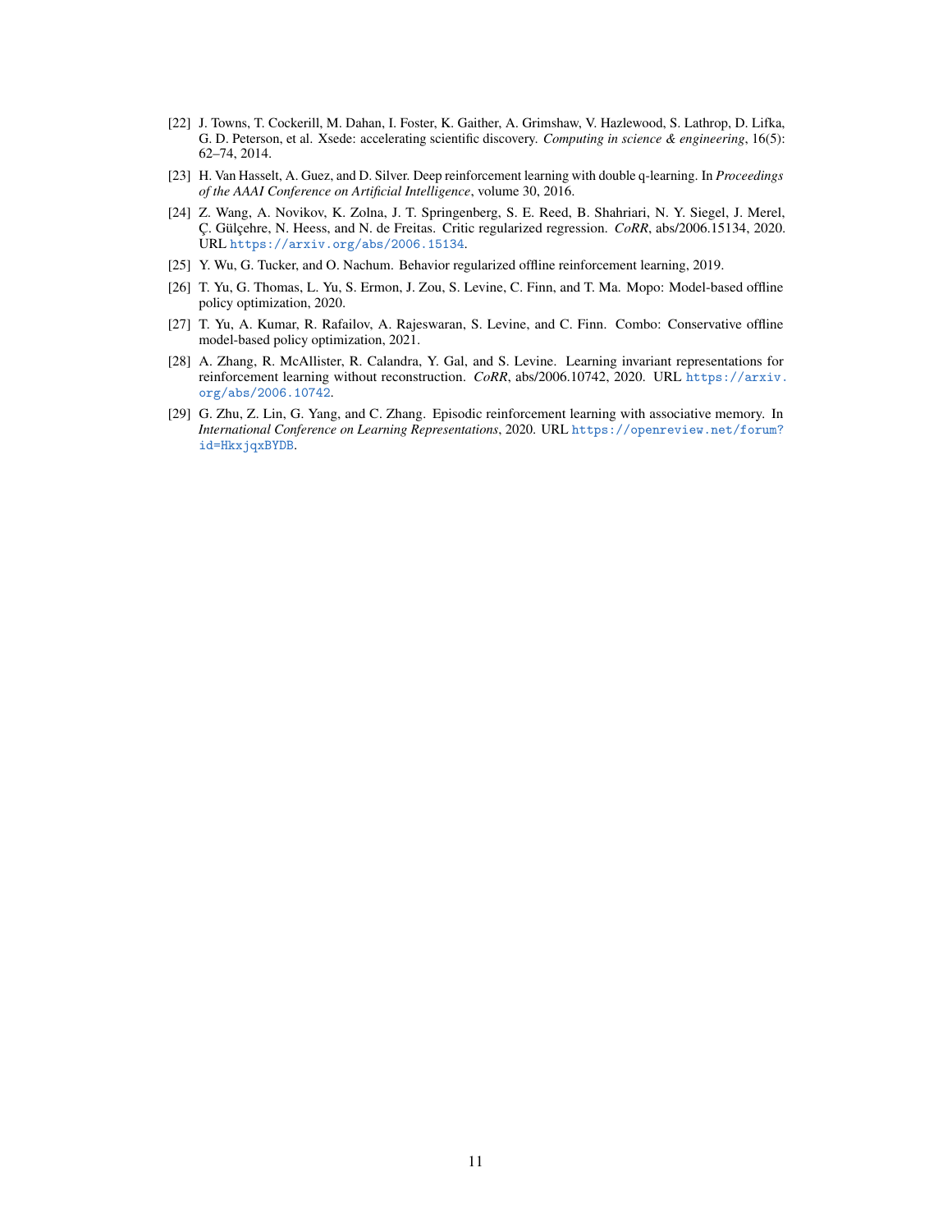[22] J. Towns, T. Cockerill, M. Dahan, I. Foster, K. Gaither, A. Grimshaw, V. Hazlewood, S. Lathrop, D. Lifka, G. D. Peterson, et al. Xsede: accelerating scientific discovery. *Computing in science & engineering*, 16(5): 62–74, 2014.

[23] H. Van Hasselt, A. Guez, and D. Silver. Deep reinforcement learning with double q-learning. In *Proceedings of the AAAI Conference on Artificial Intelligence*, volume 30, 2016.

[24] Z. Wang, A. Novikov, K. Zolna, J. T. Springenberg, S. E. Reed, B. Shahriari, N. Y. Siegel, J. Merel, Ç. Gülçehre, N. Heess, and N. de Freitas. Critic regularized regression. *CoRR*, abs/2006.15134, 2020. URL https://arxiv.org/abs/2006.15134.

[25] Y. Wu, G. Tucker, and O. Nachum. Behavior regularized offline reinforcement learning, 2019.

[26] T. Yu, G. Thomas, L. Yu, S. Ermon, J. Zou, S. Levine, C. Finn, and T. Ma. Mopo: Model-based offline policy optimization, 2020.

[27] T. Yu, A. Kumar, R. Rafailov, A. Rajeswaran, S. Levine, and C. Finn. Combo: Conservative offline model-based policy optimization, 2021.

[28] A. Zhang, R. McAllister, R. Calandra, Y. Gal, and S. Levine. Learning invariant representations for reinforcement learning without reconstruction. *CoRR*, abs/2006.10742, 2020. URL https://arxiv.org/abs/2006.10742.

[29] G. Zhu, Z. Lin, G. Yang, and C. Zhang. Episodic reinforcement learning with associative memory. In *International Conference on Learning Representations*, 2020. URL https://openreview.net/forum?id=HkxjqxBYDB.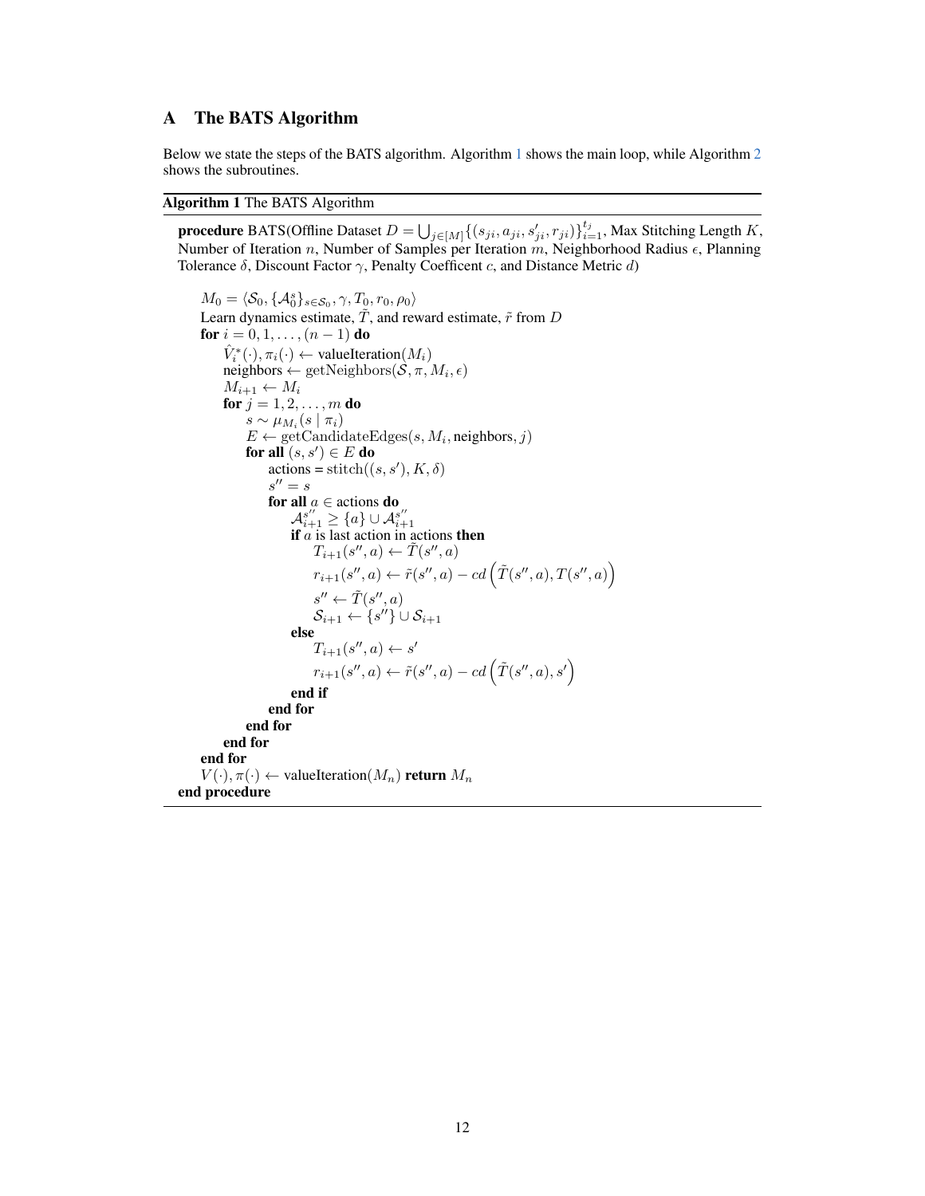## A The BATS Algorithm

Below we state the steps of the BATS algorithm. Algorithm 1 shows the main loop, while Algorithm 2 shows the subroutines.

**Algorithm 1** The BATS Algorithm

---

**procedure** BATS(Offline Dataset $D = \bigcup_{j\in[M]}\{(s_{ji}, a_{ji}, s'_{ji}, r_{ji})\}_{i=1}^{t_j}$, Max Stitching Length $K$, Number of Iteration $n$, Number of Samples per Iteration $m$, Neighborhood Radius $\epsilon$, Planning Tolerance $\delta$, Discount Factor $\gamma$, Penalty Coefficent $c$, and Distance Metric $d$)

> $M_0 = \langle \mathcal{S}_0, \{\mathcal{A}_0^s\}_{s\in\mathcal{S}_0}, \gamma, T_0, r_0, \rho_0 \rangle$
> Learn dynamics estimate, $\tilde{T}$, and reward estimate, $\tilde{r}$ from $D$
> **for** $i = 0, 1, \ldots, (n-1)$ **do**
>> $\hat{V}_i^*(\cdot), \pi_i(\cdot) \leftarrow \text{valueIteration}(M_i)$
>> neighbors $\leftarrow \text{getNeighbors}(\mathcal{S}, \pi, M_i, \epsilon)$
>> $M_{i+1} \leftarrow M_i$
>> **for** $j = 1, 2, \ldots, m$ **do**
>>> $s \sim \mu_{M_i}(s \mid \pi_i)$
>>> $E \leftarrow \text{getCandidateEdges}(s, M_i, \text{neighbors}, j)$
>>> **for all** $(s, s') \in E$ **do**
>>>> actions = $\text{stitch}((s, s'), K, \delta)$
>>>> $s'' = s$
>>>> **for all** $a \in$ actions **do**
>>>>> $\mathcal{A}_{i+1}^{s''} \geq \{a\} \cup \mathcal{A}_{i+1}^{s''}$
>>>>> **if** $a$ is last action in actions **then**
>>>>>> $T_{i+1}(s'', a) \leftarrow \tilde{T}(s'', a)$
>>>>>> $r_{i+1}(s'', a) \leftarrow \tilde{r}(s'', a) - cd\left(\tilde{T}(s'', a), T(s'', a)\right)$
>>>>>> $s'' \leftarrow \tilde{T}(s'', a)$
>>>>>> $\mathcal{S}_{i+1} \leftarrow \{s''\} \cup \mathcal{S}_{i+1}$
>>>>> **else**
>>>>>> $T_{i+1}(s'', a) \leftarrow s'$
>>>>>> $r_{i+1}(s'', a) \leftarrow \tilde{r}(s'', a) - cd\left(\tilde{T}(s'', a), s'\right)$
>>>>> **end if**
>>>> **end for**
>>> **end for**
>> **end for**
> **end for**
> $V(\cdot), \pi(\cdot) \leftarrow \text{valueIteration}(M_n)$ **return** $M_n$

**end procedure**

---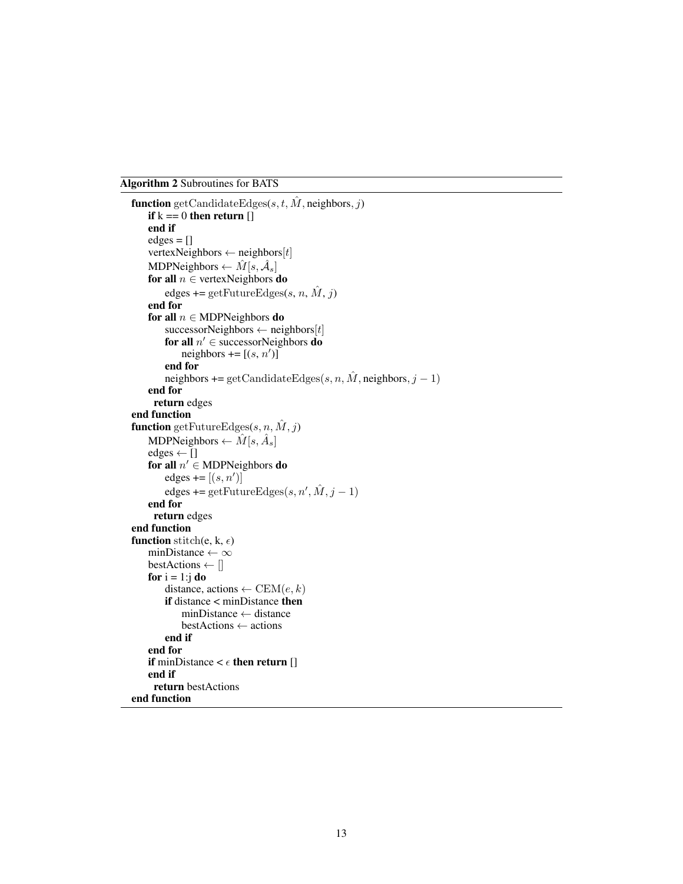**Algorithm 2** Subroutines for BATS

```
function getCandidateEdges(s, t, M̂, neighbors, j)
    if k == 0 then return []
    end if
    edges = []
    vertexNeighbors ← neighbors[t]
    MDPNeighbors ← M̂[s, Â_s]
    for all n ∈ vertexNeighbors do
        edges += getFutureEdges(s, n, M̂, j)
    end for
    for all n ∈ MDPNeighbors do
        successorNeighbors ← neighbors[t]
        for all n′ ∈ successorNeighbors do
            neighbors += [(s, n′)]
        end for
        neighbors += getCandidateEdges(s, n, M̂, neighbors, j − 1)
    end for
    return edges
end function
function getFutureEdges(s, n, M̂, j)
    MDPNeighbors ← M̂[s, Â_s]
    edges ← []
    for all n′ ∈ MDPNeighbors do
        edges += [(s, n′)]
        edges += getFutureEdges(s, n′, M̂, j − 1)
    end for
    return edges
end function
function stitch(e, k, ϵ)
    minDistance ← ∞
    bestActions ← []
    for i = 1:j do
        distance, actions ← CEM(e, k)
        if distance < minDistance then
            minDistance ← distance
            bestActions ← actions
        end if
    end for
    if minDistance < ϵ then return []
    end if
    return bestActions
end function
```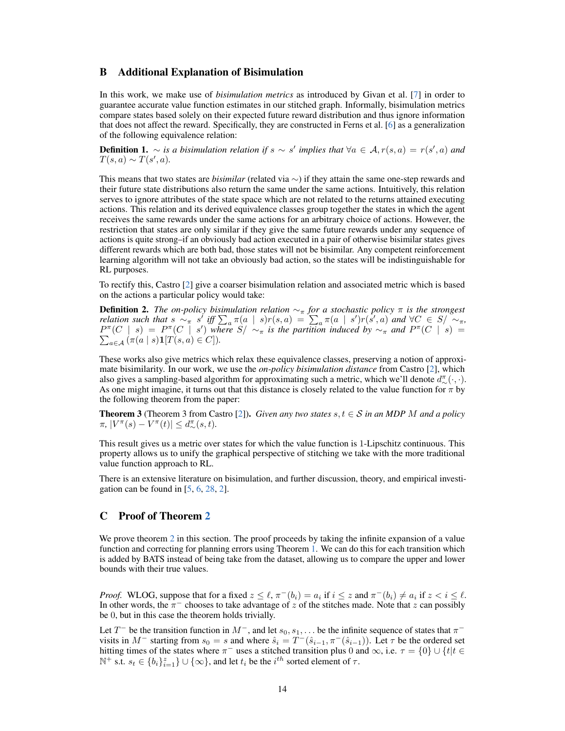## B Additional Explanation of Bisimulation

In this work, we make use of *bisimulation metrics* as introduced by Givan et al. [7] in order to guarantee accurate value function estimates in our stitched graph. Informally, bisimulation metrics compare states based solely on their expected future reward distribution and thus ignore information that does not affect the reward. Specifically, they are constructed in Ferns et al. [6] as a generalization of the following equivalence relation:

**Definition 1.** *$\sim$ is a bisimulation relation if $s \sim s'$ implies that $\forall a \in \mathcal{A}, r(s,a) = r(s',a)$ and $T(s,a) \sim T(s',a)$.*

This means that two states are *bisimilar* (related via $\sim$) if they attain the same one-step rewards and their future state distributions also return the same under the same actions. Intuitively, this relation serves to ignore attributes of the state space which are not related to the returns attained executing actions. This relation and its derived equivalence classes group together the states in which the agent receives the same rewards under the same actions for an arbitrary choice of actions. However, the restriction that states are only similar if they give the same future rewards under any sequence of actions is quite strong–if an obviously bad action executed in a pair of otherwise bisimilar states gives different rewards which are both bad, those states will not be bisimilar. Any competent reinforcement learning algorithm will not take an obviously bad action, so the states will be indistinguishable for RL purposes.

To rectify this, Castro [2] give a coarser bisimulation relation and associated metric which is based on the actions a particular policy would take:

**Definition 2.** *The on-policy bisimulation relation $\sim_\pi$ for a stochastic policy $\pi$ is the strongest relation such that $s \sim_\pi s'$ iff $\sum_a \pi(a \mid s) r(s,a) = \sum_a \pi(a \mid s') r(s',a)$ and $\forall C \in S/\sim_\pi$, $P^\pi(C \mid s) = P^\pi(C \mid s')$ where $S/\sim_\pi$ is the partition induced by $\sim_\pi$ and $P^\pi(C \mid s) = \sum_{a \in \mathcal{A}} (\pi(a \mid s) \mathbf{1}[T(s,a) \in C])$.*

These works also give metrics which relax these equivalence classes, preserving a notion of approximate bisimilarity. In our work, we use the *on-policy bisimulation distance* from Castro [2], which also gives a sampling-based algorithm for approximating such a metric, which we'll denote $d^\pi_\sim(\cdot,\cdot)$. As one might imagine, it turns out that this distance is closely related to the value function for $\pi$ by the following theorem from the paper:

**Theorem 3** (Theorem 3 from Castro [2])**.** *Given any two states $s, t \in \mathcal{S}$ in an MDP $M$ and a policy $\pi$, $|V^\pi(s) - V^\pi(t)| \leq d^\pi_\sim(s,t)$.*

This result gives us a metric over states for which the value function is 1-Lipschitz continuous. This property allows us to unify the graphical perspective of stitching we take with the more traditional value function approach to RL.

There is an extensive literature on bisimulation, and further discussion, theory, and empirical investigation can be found in [5, 6, 28, 2].

## C Proof of Theorem 2

We prove theorem 2 in this section. The proof proceeds by taking the infinite expansion of a value function and correcting for planning errors using Theorem 1. We can do this for each transition which is added by BATS instead of being take from the dataset, allowing us to compare the upper and lower bounds with their true values.

*Proof.* WLOG, suppose that for a fixed $z \leq \ell$, $\pi^-(b_i) = a_i$ if $i \leq z$ and $\pi^-(b_i) \neq a_i$ if $z < i \leq \ell$. In other words, the $\pi^-$ chooses to take advantage of $z$ of the stitches made. Note that $z$ can possibly be 0, but in this case the theorem holds trivially.

Let $T^-$ be the transition function in $M^-$, and let $s_0, s_1, \ldots$ be the infinite sequence of states that $\pi^-$ visits in $M^-$ starting from $s_0 = s$ and where $\hat{s}_i = T^-(\hat{s}_{i-1}, \pi^-(\hat{s}_{i-1}))$. Let $\tau$ be the ordered set hitting times of the states where $\pi^-$ uses a stitched transition plus 0 and $\infty$, i.e. $\tau = \{0\} \cup \{t | t \in \mathbb{N}^+ \text{ s.t. } s_t \in \{b_i\}_{i=1}^z\} \cup \{\infty\}$, and let $t_i$ be the $i^{th}$ sorted element of $\tau$.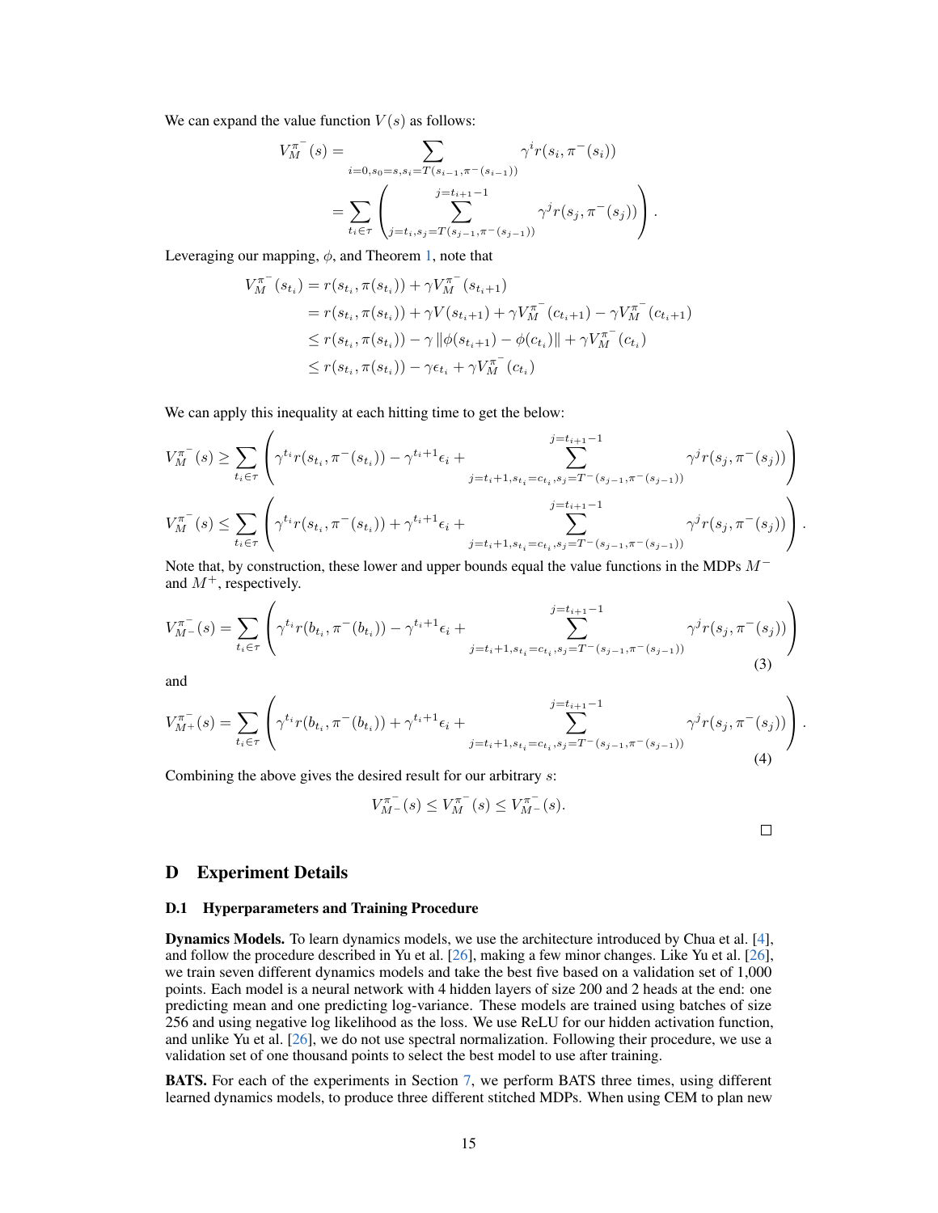We can expand the value function $V(s)$ as follows:

$$
\begin{aligned}
V_M^{\pi^-}(s) &= \sum_{i=0, s_0=s, s_i=T(s_{i-1}, \pi^-(s_{i-1}))} \gamma^i r(s_i, \pi^-(s_i)) \\
&= \sum_{t_i \in \tau} \left( \sum_{j=t_i, s_j=T(s_{j-1}, \pi^-(s_{j-1}))}^{j=t_{i+1}-1} \gamma^j r(s_j, \pi^-(s_j)) \right).
\end{aligned}
$$

Leveraging our mapping, $\phi$, and Theorem 1, note that

$$
\begin{aligned}
V_M^{\pi^-}(s_{t_i}) &= r(s_{t_i}, \pi(s_{t_i})) + \gamma V_M^{\pi^-}(s_{t_i+1}) \\
&= r(s_{t_i}, \pi(s_{t_i})) + \gamma V(s_{t_i+1}) + \gamma V_M^{\pi^-}(c_{t_i+1}) - \gamma V_M^{\pi^-}(c_{t_i+1}) \\
&\leq r(s_{t_i}, \pi(s_{t_i})) - \gamma \|\phi(s_{t_i+1}) - \phi(c_{t_i})\| + \gamma V_M^{\pi^-}(c_{t_i}) \\
&\leq r(s_{t_i}, \pi(s_{t_i})) - \gamma \epsilon_{t_i} + \gamma V_M^{\pi^-}(c_{t_i})
\end{aligned}
$$

We can apply this inequality at each hitting time to get the below:

$$
V_M^{\pi^-}(s) \geq \sum_{t_i \in \tau} \left( \gamma^{t_i} r(s_{t_i}, \pi^-(s_{t_i})) - \gamma^{t_i+1}\epsilon_i + \sum_{j=t_i+1, s_{t_i}=c_{t_i}, s_j=T^-(s_{j-1}, \pi^-(s_{j-1}))}^{j=t_{i+1}-1} \gamma^j r(s_j, \pi^-(s_j)) \right)
$$

$$
V_M^{\pi^-}(s) \leq \sum_{t_i \in \tau} \left( \gamma^{t_i} r(s_{t_i}, \pi^-(s_{t_i})) + \gamma^{t_i+1}\epsilon_i + \sum_{j=t_i+1, s_{t_i}=c_{t_i}, s_j=T^-(s_{j-1}, \pi^-(s_{j-1}))}^{j=t_{i+1}-1} \gamma^j r(s_j, \pi^-(s_j)) \right).
$$

Note that, by construction, these lower and upper bounds equal the value functions in the MDPs $M^-$ and $M^+$, respectively.

$$
V_{M^-}^{\pi^-}(s) = \sum_{t_i \in \tau} \left( \gamma^{t_i} r(b_{t_i}, \pi^-(b_{t_i})) - \gamma^{t_i+1}\epsilon_i + \sum_{j=t_i+1, s_{t_i}=c_{t_i}, s_j=T^-(s_{j-1}, \pi^-(s_{j-1}))}^{j=t_{i+1}-1} \gamma^j r(s_j, \pi^-(s_j)) \right) \tag{3}
$$

and

$$
V_{M^+}^{\pi^-}(s) = \sum_{t_i \in \tau} \left( \gamma^{t_i} r(b_{t_i}, \pi^-(b_{t_i})) + \gamma^{t_i+1}\epsilon_i + \sum_{j=t_i+1, s_{t_i}=c_{t_i}, s_j=T^-(s_{j-1}, \pi^-(s_{j-1}))}^{j=t_{i+1}-1} \gamma^j r(s_j, \pi^-(s_j)) \right). \tag{4}
$$

Combining the above gives the desired result for our arbitrary $s$:

$$
V_{M^-}^{\pi^-}(s) \leq V_M^{\pi^-}(s) \leq V_{M^-}^{\pi^-}(s).
$$

□

# D Experiment Details

## D.1 Hyperparameters and Training Procedure

**Dynamics Models.** To learn dynamics models, we use the architecture introduced by Chua et al. [4], and follow the procedure described in Yu et al. [26], making a few minor changes. Like Yu et al. [26], we train seven different dynamics models and take the best five based on a validation set of 1,000 points. Each model is a neural network with 4 hidden layers of size 200 and 2 heads at the end: one predicting mean and one predicting log-variance. These models are trained using batches of size 256 and using negative log likelihood as the loss. We use ReLU for our hidden activation function, and unlike Yu et al. [26], we do not use spectral normalization. Following their procedure, we use a validation set of one thousand points to select the best model to use after training.

**BATS.** For each of the experiments in Section 7, we perform BATS three times, using different learned dynamics models, to produce three different stitched MDPs. When using CEM to plan new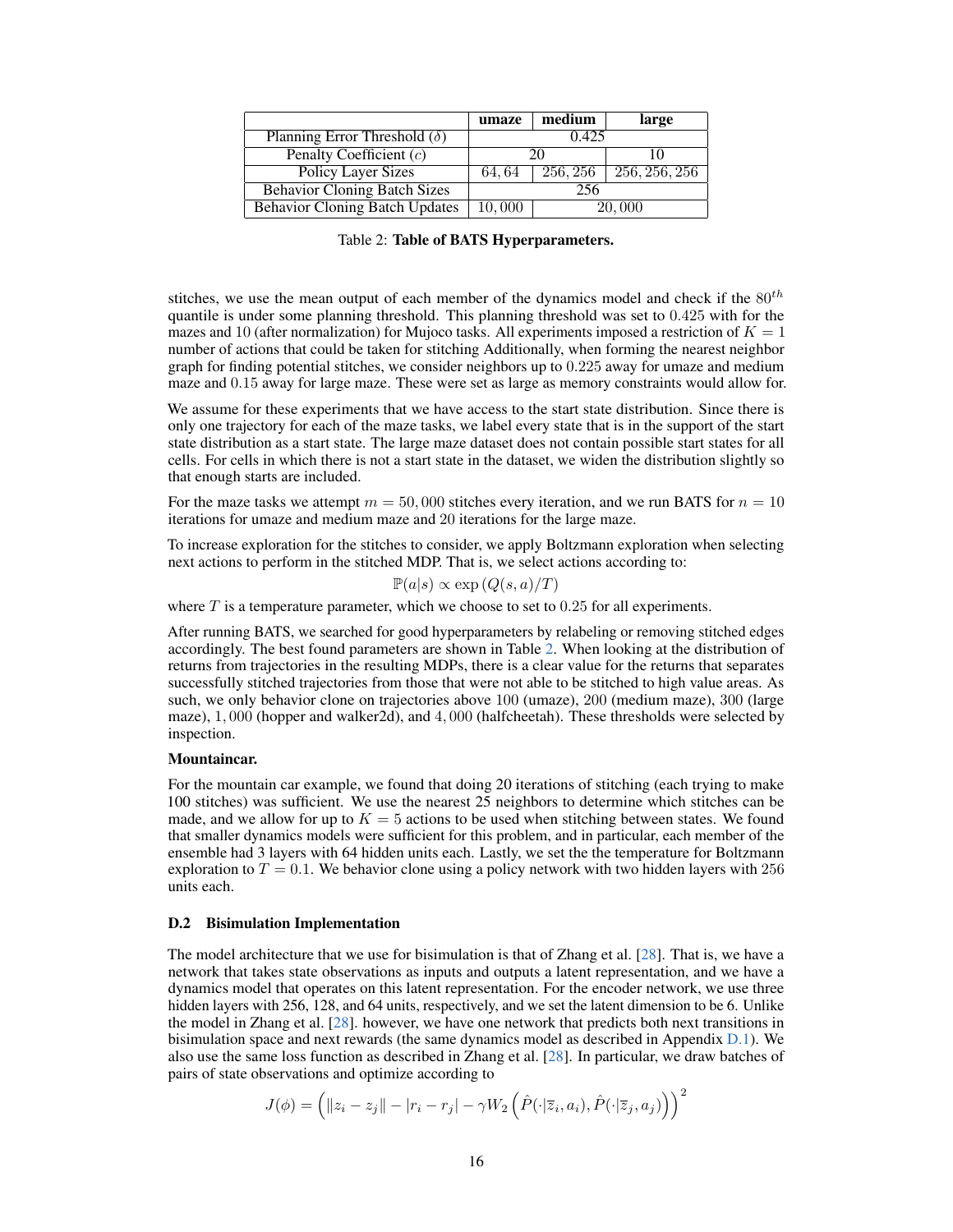|  | **umaze** | **medium** | **large** |
|---|---|---|---|
| Planning Error Threshold ($\delta$) | 0.425 | | |
| Penalty Coefficient ($c$) | 20 | | 10 |
| Policy Layer Sizes | $64, 64$ | $256, 256$ | $256, 256, 256$ |
| Behavior Cloning Batch Sizes | 256 | | |
| Behavior Cloning Batch Updates | $10,000$ | $20,000$ | |

Table 2: **Table of BATS Hyperparameters.**

stitches, we use the mean output of each member of the dynamics model and check if the $80^{th}$ quantile is under some planning threshold. This planning threshold was set to $0.425$ with for the mazes and $10$ (after normalization) for Mujoco tasks. All experiments imposed a restriction of $K = 1$ number of actions that could be taken for stitching Additionally, when forming the nearest neighbor graph for finding potential stitches, we consider neighbors up to $0.225$ away for umaze and medium maze and $0.15$ away for large maze. These were set as large as memory constraints would allow for.

We assume for these experiments that we have access to the start state distribution. Since there is only one trajectory for each of the maze tasks, we label every state that is in the support of the start state distribution as a start state. The large maze dataset does not contain possible start states for all cells. For cells in which there is not a start state in the dataset, we widen the distribution slightly so that enough starts are included.

For the maze tasks we attempt $m = 50,000$ stitches every iteration, and we run BATS for $n = 10$ iterations for umaze and medium maze and $20$ iterations for the large maze.

To increase exploration for the stitches to consider, we apply Boltzmann exploration when selecting next actions to perform in the stitched MDP. That is, we select actions according to:

$$\mathbb{P}(a|s) \propto \exp\left(Q(s, a)/T\right)$$

where $T$ is a temperature parameter, which we choose to set to $0.25$ for all experiments.

After running BATS, we searched for good hyperparameters by relabeling or removing stitched edges accordingly. The best found parameters are shown in Table 2. When looking at the distribution of returns from trajectories in the resulting MDPs, there is a clear value for the returns that separates successfully stitched trajectories from those that were not able to be stitched to high value areas. As such, we only behavior clone on trajectories above $100$ (umaze), $200$ (medium maze), $300$ (large maze), $1,000$ (hopper and walker2d), and $4,000$ (halfcheetah). These thresholds were selected by inspection.

**Mountaincar.**

For the mountain car example, we found that doing 20 iterations of stitching (each trying to make 100 stitches) was sufficient. We use the nearest 25 neighbors to determine which stitches can be made, and we allow for up to $K = 5$ actions to be used when stitching between states. We found that smaller dynamics models were sufficient for this problem, and in particular, each member of the ensemble had 3 layers with 64 hidden units each. Lastly, we set the the temperature for Boltzmann exploration to $T = 0.1$. We behavior clone using a policy network with two hidden layers with $256$ units each.

### D.2 Bisimulation Implementation

The model architecture that we use for bisimulation is that of Zhang et al. [28]. That is, we have a network that takes state observations as inputs and outputs a latent representation, and we have a dynamics model that operates on this latent representation. For the encoder network, we use three hidden layers with 256, 128, and 64 units, respectively, and we set the latent dimension to be 6. Unlike the model in Zhang et al. [28]. however, we have one network that predicts both next transitions in bisimulation space and next rewards (the same dynamics model as described in Appendix D.1). We also use the same loss function as described in Zhang et al. [28]. In particular, we draw batches of pairs of state observations and optimize according to

$$J(\phi) = \left(\|z_i - z_j\| - |r_i - r_j| - \gamma W_2\left(\hat{P}(\cdot|\overline{z}_i, a_i), \hat{P}(\cdot|\overline{z}_j, a_j)\right)\right)^2$$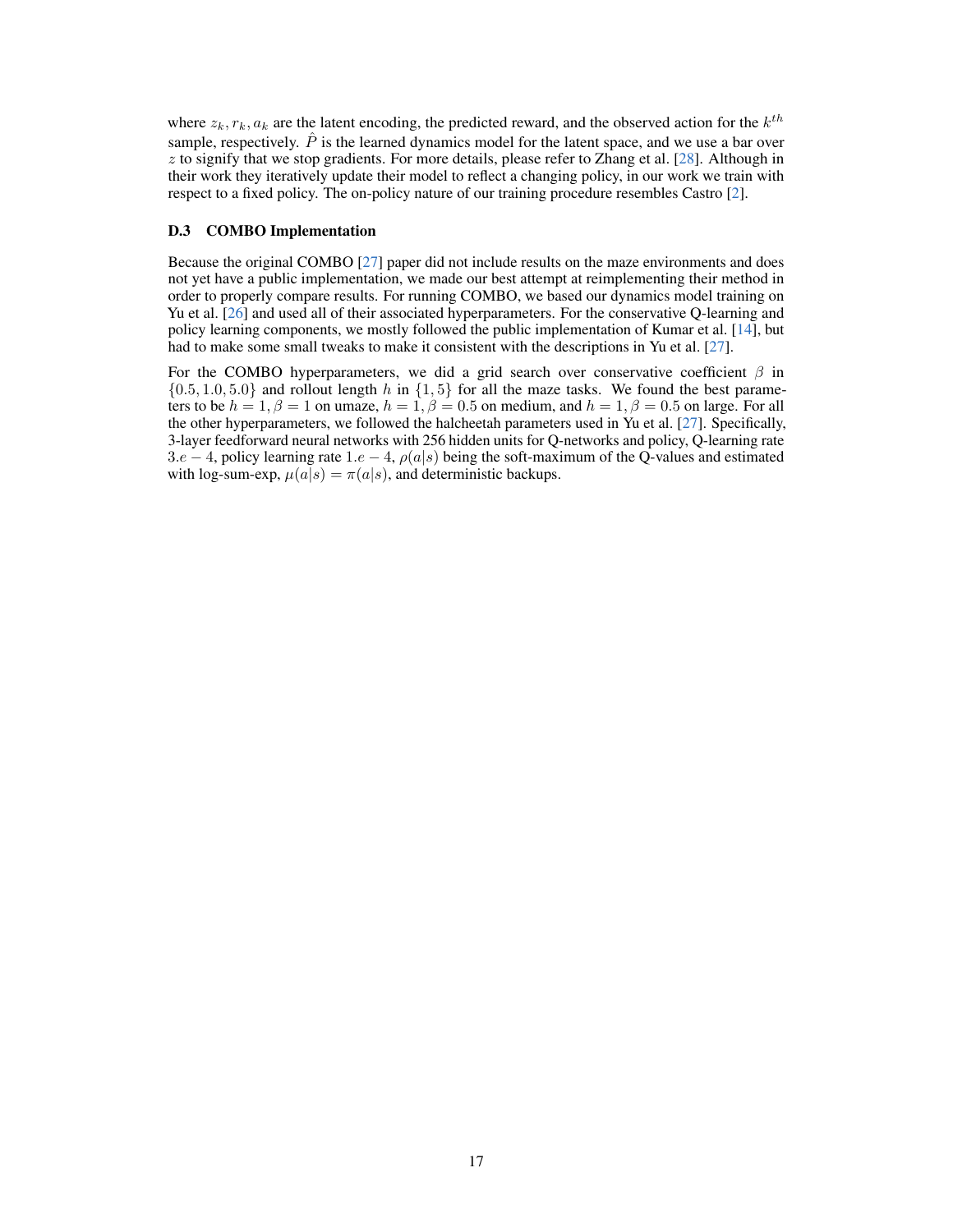where $z_k, r_k, a_k$ are the latent encoding, the predicted reward, and the observed action for the $k^{th}$ sample, respectively. $\hat{P}$ is the learned dynamics model for the latent space, and we use a bar over $z$ to signify that we stop gradients. For more details, please refer to Zhang et al. [28]. Although in their work they iteratively update their model to reflect a changing policy, in our work we train with respect to a fixed policy. The on-policy nature of our training procedure resembles Castro [2].

### D.3 COMBO Implementation

Because the original COMBO [27] paper did not include results on the maze environments and does not yet have a public implementation, we made our best attempt at reimplementing their method in order to properly compare results. For running COMBO, we based our dynamics model training on Yu et al. [26] and used all of their associated hyperparameters. For the conservative Q-learning and policy learning components, we mostly followed the public implementation of Kumar et al. [14], but had to make some small tweaks to make it consistent with the descriptions in Yu et al. [27].

For the COMBO hyperparameters, we did a grid search over conservative coefficient $\beta$ in $\{0.5, 1.0, 5.0\}$ and rollout length $h$ in $\{1, 5\}$ for all the maze tasks. We found the best parameters to be $h = 1, \beta = 1$ on umaze, $h = 1, \beta = 0.5$ on medium, and $h = 1, \beta = 0.5$ on large. For all the other hyperparameters, we followed the halcheetah parameters used in Yu et al. [27]. Specifically, 3-layer feedforward neural networks with 256 hidden units for Q-networks and policy, Q-learning rate $3.e-4$, policy learning rate $1.e-4$, $\rho(a|s)$ being the soft-maximum of the Q-values and estimated with log-sum-exp, $\mu(a|s) = \pi(a|s)$, and deterministic backups.